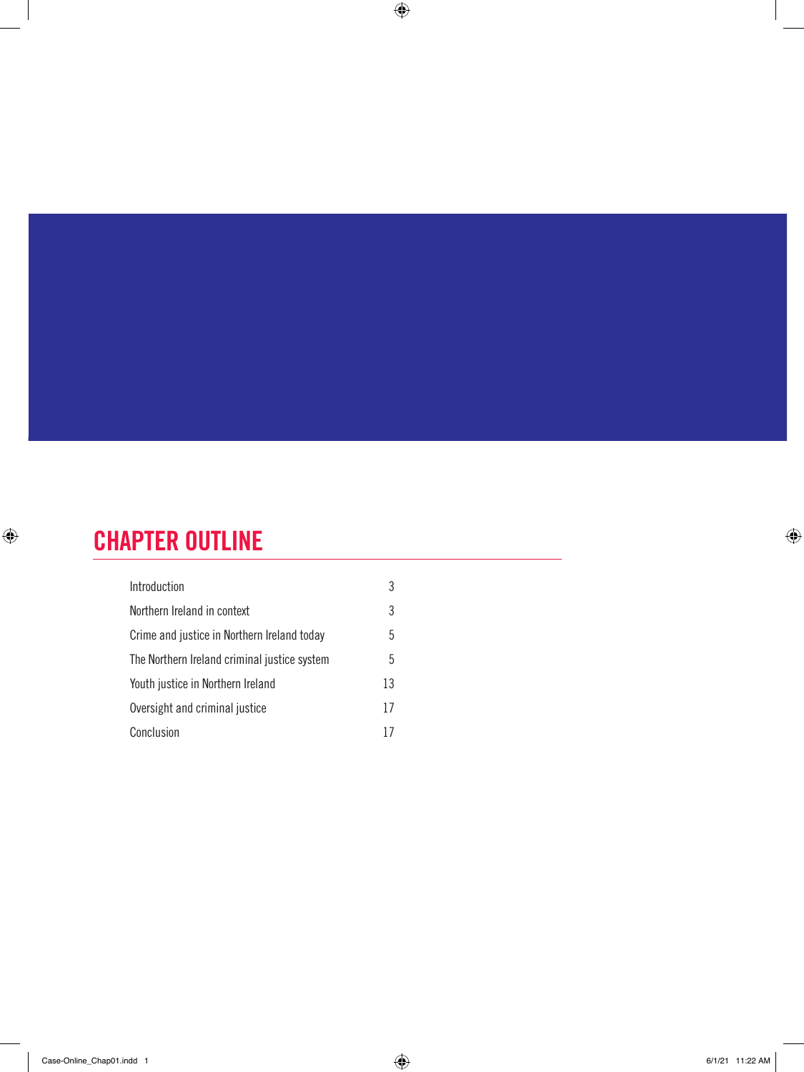## CHAPTER OUTLINE

| | |
|---|---|
| Introduction | 3 |
| Northern Ireland in context | 3 |
| Crime and justice in Northern Ireland today | 5 |
| The Northern Ireland criminal justice system | 5 |
| Youth justice in Northern Ireland | 13 |
| Oversight and criminal justice | 17 |
| Conclusion | 17 |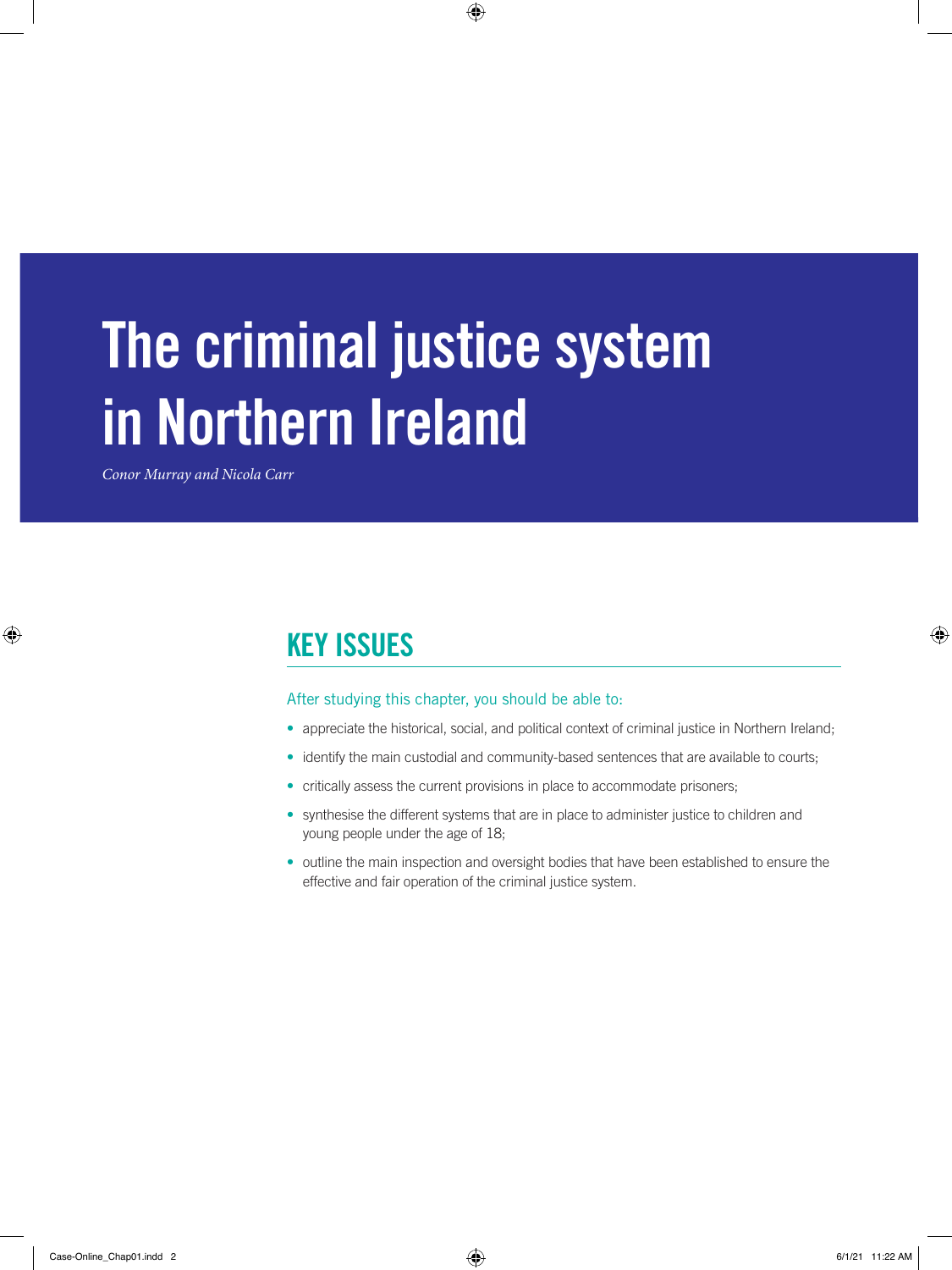# The criminal justice system in Northern Ireland

*Conor Murray and Nicola Carr*

## KEY ISSUES

After studying this chapter, you should be able to:

- appreciate the historical, social, and political context of criminal justice in Northern Ireland;
- identify the main custodial and community-based sentences that are available to courts;
- critically assess the current provisions in place to accommodate prisoners;
- synthesise the different systems that are in place to administer justice to children and young people under the age of 18;
- outline the main inspection and oversight bodies that have been established to ensure the effective and fair operation of the criminal justice system.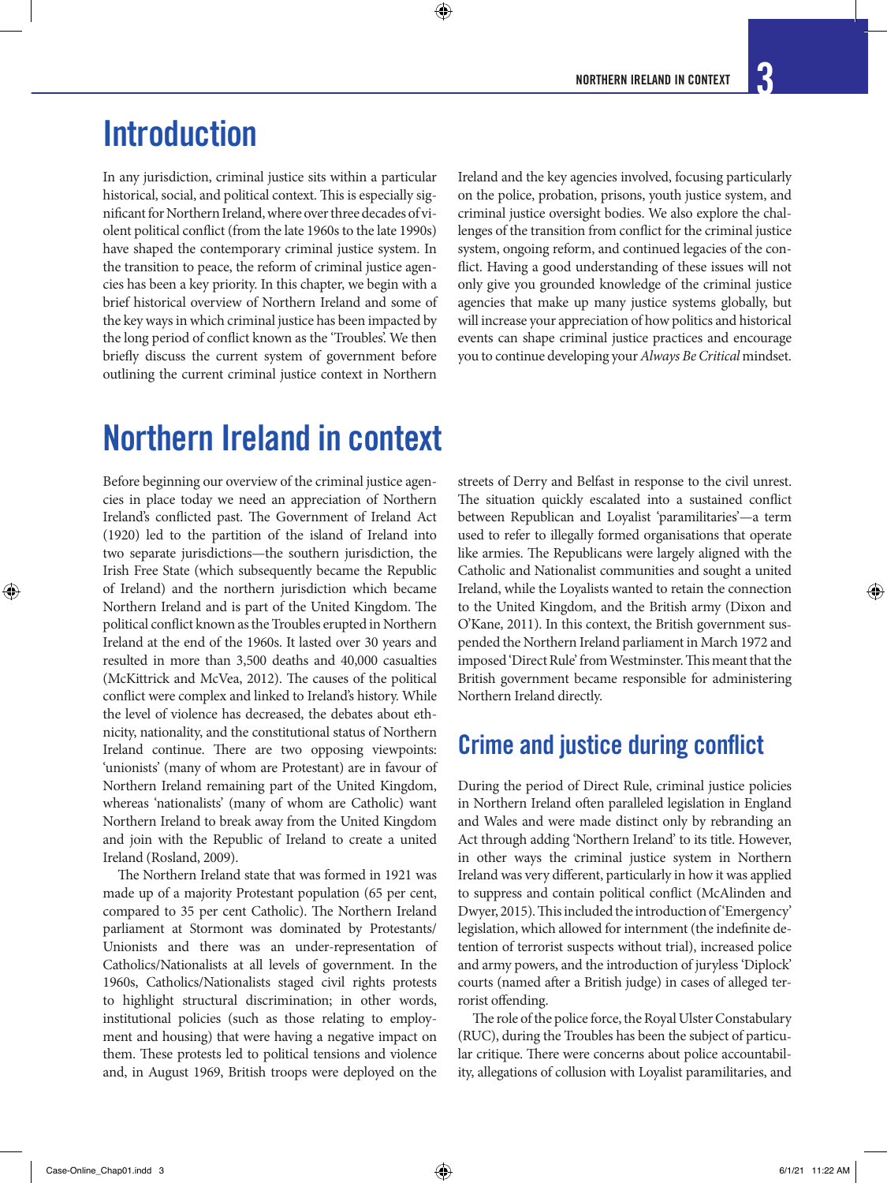# Introduction

In any jurisdiction, criminal justice sits within a particular historical, social, and political context. This is especially significant for Northern Ireland, where over three decades of violent political conflict (from the late 1960s to the late 1990s) have shaped the contemporary criminal justice system. In the transition to peace, the reform of criminal justice agencies has been a key priority. In this chapter, we begin with a brief historical overview of Northern Ireland and some of the key ways in which criminal justice has been impacted by the long period of conflict known as the 'Troubles'. We then briefly discuss the current system of government before outlining the current criminal justice context in Northern Ireland and the key agencies involved, focusing particularly on the police, probation, prisons, youth justice system, and criminal justice oversight bodies. We also explore the challenges of the transition from conflict for the criminal justice system, ongoing reform, and continued legacies of the conflict. Having a good understanding of these issues will not only give you grounded knowledge of the criminal justice agencies that make up many justice systems globally, but will increase your appreciation of how politics and historical events can shape criminal justice practices and encourage you to continue developing your *Always Be Critical* mindset.

# Northern Ireland in context

Before beginning our overview of the criminal justice agencies in place today we need an appreciation of Northern Ireland's conflicted past. The Government of Ireland Act (1920) led to the partition of the island of Ireland into two separate jurisdictions—the southern jurisdiction, the Irish Free State (which subsequently became the Republic of Ireland) and the northern jurisdiction which became Northern Ireland and is part of the United Kingdom. The political conflict known as the Troubles erupted in Northern Ireland at the end of the 1960s. It lasted over 30 years and resulted in more than 3,500 deaths and 40,000 casualties (McKittrick and McVea, 2012). The causes of the political conflict were complex and linked to Ireland's history. While the level of violence has decreased, the debates about ethnicity, nationality, and the constitutional status of Northern Ireland continue. There are two opposing viewpoints: 'unionists' (many of whom are Protestant) are in favour of Northern Ireland remaining part of the United Kingdom, whereas 'nationalists' (many of whom are Catholic) want Northern Ireland to break away from the United Kingdom and join with the Republic of Ireland to create a united Ireland (Rosland, 2009).

The Northern Ireland state that was formed in 1921 was made up of a majority Protestant population (65 per cent, compared to 35 per cent Catholic). The Northern Ireland parliament at Stormont was dominated by Protestants/Unionists and there was an under-representation of Catholics/Nationalists at all levels of government. In the 1960s, Catholics/Nationalists staged civil rights protests to highlight structural discrimination; in other words, institutional policies (such as those relating to employment and housing) that were having a negative impact on them. These protests led to political tensions and violence and, in August 1969, British troops were deployed on the streets of Derry and Belfast in response to the civil unrest. The situation quickly escalated into a sustained conflict between Republican and Loyalist 'paramilitaries'—a term used to refer to illegally formed organisations that operate like armies. The Republicans were largely aligned with the Catholic and Nationalist communities and sought a united Ireland, while the Loyalists wanted to retain the connection to the United Kingdom, and the British army (Dixon and O'Kane, 2011). In this context, the British government suspended the Northern Ireland parliament in March 1972 and imposed 'Direct Rule' from Westminster. This meant that the British government became responsible for administering Northern Ireland directly.

## Crime and justice during conflict

During the period of Direct Rule, criminal justice policies in Northern Ireland often paralleled legislation in England and Wales and were made distinct only by rebranding an Act through adding 'Northern Ireland' to its title. However, in other ways the criminal justice system in Northern Ireland was very different, particularly in how it was applied to suppress and contain political conflict (McAlinden and Dwyer, 2015). This included the introduction of 'Emergency' legislation, which allowed for internment (the indefinite detention of terrorist suspects without trial), increased police and army powers, and the introduction of juryless 'Diplock' courts (named after a British judge) in cases of alleged terrorist offending.

The role of the police force, the Royal Ulster Constabulary (RUC), during the Troubles has been the subject of particular critique. There were concerns about police accountability, allegations of collusion with Loyalist paramilitaries, and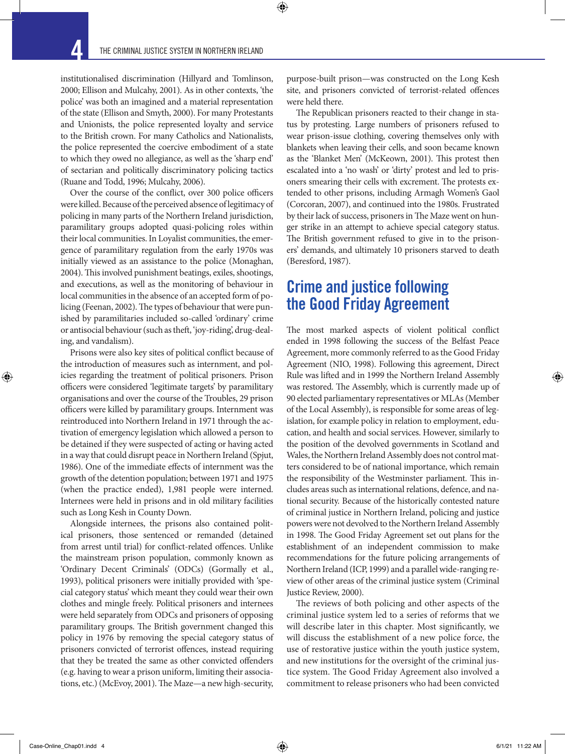institutionalised discrimination (Hillyard and Tomlinson, 2000; Ellison and Mulcahy, 2001). As in other contexts, 'the police' was both an imagined and a material representation of the state (Ellison and Smyth, 2000). For many Protestants and Unionists, the police represented loyalty and service to the British crown. For many Catholics and Nationalists, the police represented the coercive embodiment of a state to which they owed no allegiance, as well as the 'sharp end' of sectarian and politically discriminatory policing tactics (Ruane and Todd, 1996; Mulcahy, 2006).

Over the course of the conflict, over 300 police officers were killed. Because of the perceived absence of legitimacy of policing in many parts of the Northern Ireland jurisdiction, paramilitary groups adopted quasi-policing roles within their local communities. In Loyalist communities, the emergence of paramilitary regulation from the early 1970s was initially viewed as an assistance to the police (Monaghan, 2004). This involved punishment beatings, exiles, shootings, and executions, as well as the monitoring of behaviour in local communities in the absence of an accepted form of policing (Feenan, 2002). The types of behaviour that were punished by paramilitaries included so-called 'ordinary' crime or antisocial behaviour (such as theft, 'joy-riding', drug-dealing, and vandalism).

Prisons were also key sites of political conflict because of the introduction of measures such as internment, and policies regarding the treatment of political prisoners. Prison officers were considered 'legitimate targets' by paramilitary organisations and over the course of the Troubles, 29 prison officers were killed by paramilitary groups. Internment was reintroduced into Northern Ireland in 1971 through the activation of emergency legislation which allowed a person to be detained if they were suspected of acting or having acted in a way that could disrupt peace in Northern Ireland (Spjut, 1986). One of the immediate effects of internment was the growth of the detention population; between 1971 and 1975 (when the practice ended), 1,981 people were interned. Internees were held in prisons and in old military facilities such as Long Kesh in County Down.

Alongside internees, the prisons also contained political prisoners, those sentenced or remanded (detained from arrest until trial) for conflict-related offences. Unlike the mainstream prison population, commonly known as 'Ordinary Decent Criminals' (ODCs) (Gormally et al., 1993), political prisoners were initially provided with 'special category status' which meant they could wear their own clothes and mingle freely. Political prisoners and internees were held separately from ODCs and prisoners of opposing paramilitary groups. The British government changed this policy in 1976 by removing the special category status of prisoners convicted of terrorist offences, instead requiring that they be treated the same as other convicted offenders (e.g. having to wear a prison uniform, limiting their associations, etc.) (McEvoy, 2001). The Maze—a new high-security, purpose-built prison—was constructed on the Long Kesh site, and prisoners convicted of terrorist-related offences were held there.

The Republican prisoners reacted to their change in status by protesting. Large numbers of prisoners refused to wear prison-issue clothing, covering themselves only with blankets when leaving their cells, and soon became known as the 'Blanket Men' (McKeown, 2001). This protest then escalated into a 'no wash' or 'dirty' protest and led to prisoners smearing their cells with excrement. The protests extended to other prisons, including Armagh Women's Gaol (Corcoran, 2007), and continued into the 1980s. Frustrated by their lack of success, prisoners in The Maze went on hunger strike in an attempt to achieve special category status. The British government refused to give in to the prisoners' demands, and ultimately 10 prisoners starved to death (Beresford, 1987).

## Crime and justice following the Good Friday Agreement

The most marked aspects of violent political conflict ended in 1998 following the success of the Belfast Peace Agreement, more commonly referred to as the Good Friday Agreement (NIO, 1998). Following this agreement, Direct Rule was lifted and in 1999 the Northern Ireland Assembly was restored. The Assembly, which is currently made up of 90 elected parliamentary representatives or MLAs (Member of the Local Assembly), is responsible for some areas of legislation, for example policy in relation to employment, education, and health and social services. However, similarly to the position of the devolved governments in Scotland and Wales, the Northern Ireland Assembly does not control matters considered to be of national importance, which remain the responsibility of the Westminster parliament. This includes areas such as international relations, defence, and national security. Because of the historically contested nature of criminal justice in Northern Ireland, policing and justice powers were not devolved to the Northern Ireland Assembly in 1998. The Good Friday Agreement set out plans for the establishment of an independent commission to make recommendations for the future policing arrangements of Northern Ireland (ICP, 1999) and a parallel wide-ranging review of other areas of the criminal justice system (Criminal Justice Review, 2000).

The reviews of both policing and other aspects of the criminal justice system led to a series of reforms that we will describe later in this chapter. Most significantly, we will discuss the establishment of a new police force, the use of restorative justice within the youth justice system, and new institutions for the oversight of the criminal justice system. The Good Friday Agreement also involved a commitment to release prisoners who had been convicted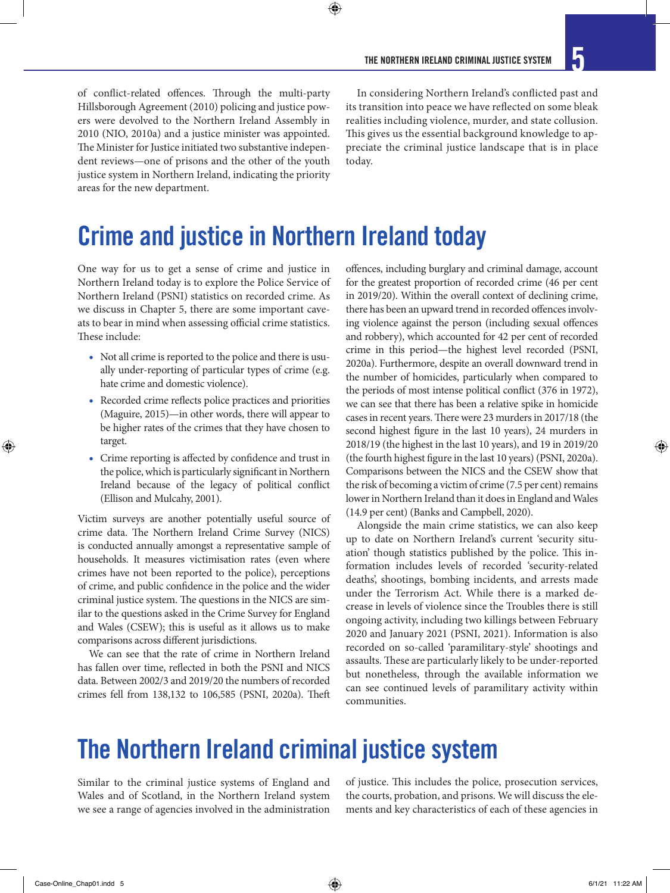of conflict-related offences. Through the multi-party Hillsborough Agreement (2010) policing and justice powers were devolved to the Northern Ireland Assembly in 2010 (NIO, 2010a) and a justice minister was appointed. The Minister for Justice initiated two substantive independent reviews—one of prisons and the other of the youth justice system in Northern Ireland, indicating the priority areas for the new department.

In considering Northern Ireland's conflicted past and its transition into peace we have reflected on some bleak realities including violence, murder, and state collusion. This gives us the essential background knowledge to appreciate the criminal justice landscape that is in place today.

# Crime and justice in Northern Ireland today

One way for us to get a sense of crime and justice in Northern Ireland today is to explore the Police Service of Northern Ireland (PSNI) statistics on recorded crime. As we discuss in Chapter 5, there are some important caveats to bear in mind when assessing official crime statistics. These include:

- Not all crime is reported to the police and there is usually under-reporting of particular types of crime (e.g. hate crime and domestic violence).
- Recorded crime reflects police practices and priorities (Maguire, 2015)—in other words, there will appear to be higher rates of the crimes that they have chosen to target.
- Crime reporting is affected by confidence and trust in the police, which is particularly significant in Northern Ireland because of the legacy of political conflict (Ellison and Mulcahy, 2001).

Victim surveys are another potentially useful source of crime data. The Northern Ireland Crime Survey (NICS) is conducted annually amongst a representative sample of households. It measures victimisation rates (even where crimes have not been reported to the police), perceptions of crime, and public confidence in the police and the wider criminal justice system. The questions in the NICS are similar to the questions asked in the Crime Survey for England and Wales (CSEW); this is useful as it allows us to make comparisons across different jurisdictions.

We can see that the rate of crime in Northern Ireland has fallen over time, reflected in both the PSNI and NICS data. Between 2002/3 and 2019/20 the numbers of recorded crimes fell from 138,132 to 106,585 (PSNI, 2020a). Theft offences, including burglary and criminal damage, account for the greatest proportion of recorded crime (46 per cent in 2019/20). Within the overall context of declining crime, there has been an upward trend in recorded offences involving violence against the person (including sexual offences and robbery), which accounted for 42 per cent of recorded crime in this period—the highest level recorded (PSNI, 2020a). Furthermore, despite an overall downward trend in the number of homicides, particularly when compared to the periods of most intense political conflict (376 in 1972), we can see that there has been a relative spike in homicide cases in recent years. There were 23 murders in 2017/18 (the second highest figure in the last 10 years), 24 murders in 2018/19 (the highest in the last 10 years), and 19 in 2019/20 (the fourth highest figure in the last 10 years) (PSNI, 2020a). Comparisons between the NICS and the CSEW show that the risk of becoming a victim of crime (7.5 per cent) remains lower in Northern Ireland than it does in England and Wales (14.9 per cent) (Banks and Campbell, 2020).

Alongside the main crime statistics, we can also keep up to date on Northern Ireland's current 'security situation' though statistics published by the police. This information includes levels of recorded 'security-related deaths', shootings, bombing incidents, and arrests made under the Terrorism Act. While there is a marked decrease in levels of violence since the Troubles there is still ongoing activity, including two killings between February 2020 and January 2021 (PSNI, 2021). Information is also recorded on so-called 'paramilitary-style' shootings and assaults. These are particularly likely to be under-reported but nonetheless, through the available information we can see continued levels of paramilitary activity within communities.

# The Northern Ireland criminal justice system

Similar to the criminal justice systems of England and Wales and of Scotland, in the Northern Ireland system we see a range of agencies involved in the administration of justice. This includes the police, prosecution services, the courts, probation, and prisons. We will discuss the elements and key characteristics of each of these agencies in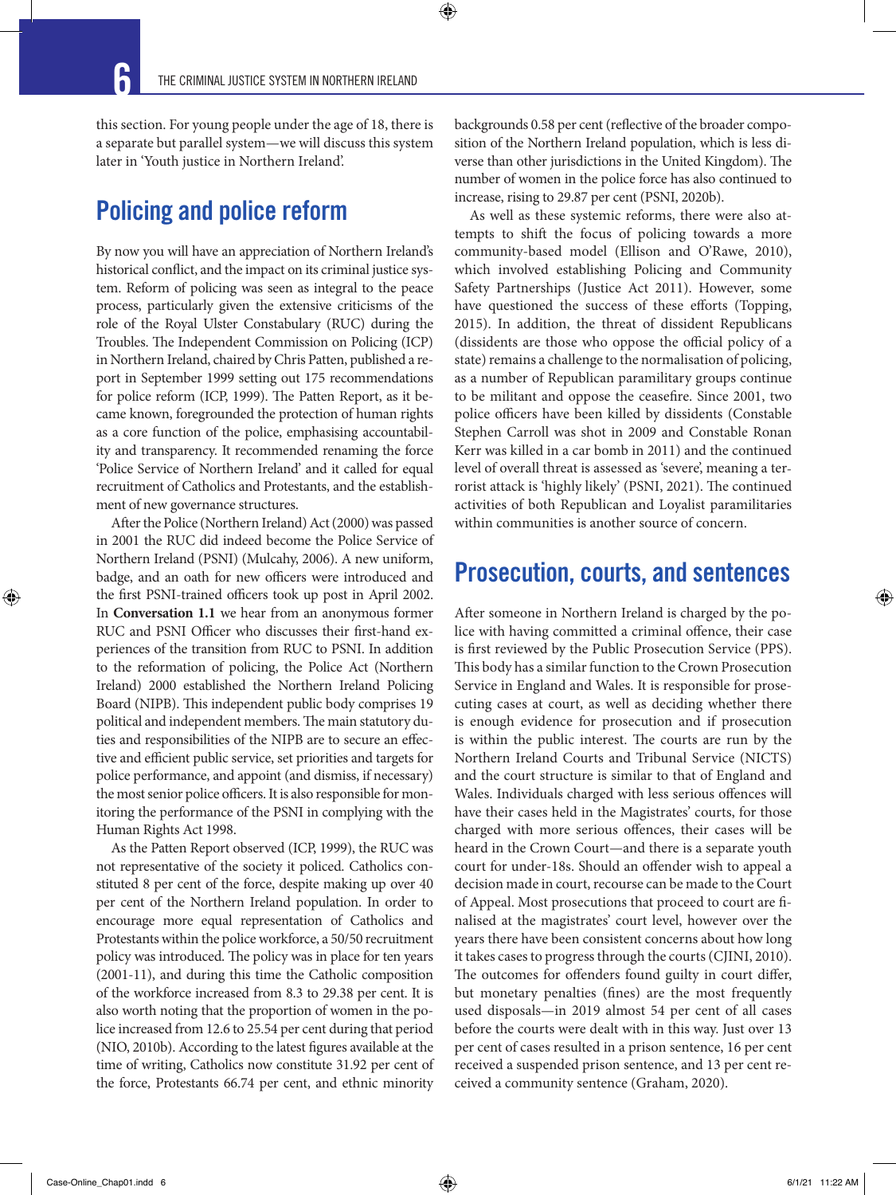this section. For young people under the age of 18, there is a separate but parallel system—we will discuss this system later in 'Youth justice in Northern Ireland'.

## Policing and police reform

By now you will have an appreciation of Northern Ireland's historical conflict, and the impact on its criminal justice system. Reform of policing was seen as integral to the peace process, particularly given the extensive criticisms of the role of the Royal Ulster Constabulary (RUC) during the Troubles. The Independent Commission on Policing (ICP) in Northern Ireland, chaired by Chris Patten, published a report in September 1999 setting out 175 recommendations for police reform (ICP, 1999). The Patten Report, as it became known, foregrounded the protection of human rights as a core function of the police, emphasising accountability and transparency. It recommended renaming the force 'Police Service of Northern Ireland' and it called for equal recruitment of Catholics and Protestants, and the establishment of new governance structures.

After the Police (Northern Ireland) Act (2000) was passed in 2001 the RUC did indeed become the Police Service of Northern Ireland (PSNI) (Mulcahy, 2006). A new uniform, badge, and an oath for new officers were introduced and the first PSNI-trained officers took up post in April 2002. In **Conversation 1.1** we hear from an anonymous former RUC and PSNI Officer who discusses their first-hand experiences of the transition from RUC to PSNI. In addition to the reformation of policing, the Police Act (Northern Ireland) 2000 established the Northern Ireland Policing Board (NIPB). This independent public body comprises 19 political and independent members. The main statutory duties and responsibilities of the NIPB are to secure an effective and efficient public service, set priorities and targets for police performance, and appoint (and dismiss, if necessary) the most senior police officers. It is also responsible for monitoring the performance of the PSNI in complying with the Human Rights Act 1998.

As the Patten Report observed (ICP, 1999), the RUC was not representative of the society it policed. Catholics constituted 8 per cent of the force, despite making up over 40 per cent of the Northern Ireland population. In order to encourage more equal representation of Catholics and Protestants within the police workforce, a 50/50 recruitment policy was introduced. The policy was in place for ten years (2001-11), and during this time the Catholic composition of the workforce increased from 8.3 to 29.38 per cent. It is also worth noting that the proportion of women in the police increased from 12.6 to 25.54 per cent during that period (NIO, 2010b). According to the latest figures available at the time of writing, Catholics now constitute 31.92 per cent of the force, Protestants 66.74 per cent, and ethnic minority backgrounds 0.58 per cent (reflective of the broader composition of the Northern Ireland population, which is less diverse than other jurisdictions in the United Kingdom). The number of women in the police force has also continued to increase, rising to 29.87 per cent (PSNI, 2020b).

As well as these systemic reforms, there were also attempts to shift the focus of policing towards a more community-based model (Ellison and O'Rawe, 2010), which involved establishing Policing and Community Safety Partnerships (Justice Act 2011). However, some have questioned the success of these efforts (Topping, 2015). In addition, the threat of dissident Republicans (dissidents are those who oppose the official policy of a state) remains a challenge to the normalisation of policing, as a number of Republican paramilitary groups continue to be militant and oppose the ceasefire. Since 2001, two police officers have been killed by dissidents (Constable Stephen Carroll was shot in 2009 and Constable Ronan Kerr was killed in a car bomb in 2011) and the continued level of overall threat is assessed as 'severe', meaning a terrorist attack is 'highly likely' (PSNI, 2021). The continued activities of both Republican and Loyalist paramilitaries within communities is another source of concern.

## Prosecution, courts, and sentences

After someone in Northern Ireland is charged by the police with having committed a criminal offence, their case is first reviewed by the Public Prosecution Service (PPS). This body has a similar function to the Crown Prosecution Service in England and Wales. It is responsible for prosecuting cases at court, as well as deciding whether there is enough evidence for prosecution and if prosecution is within the public interest. The courts are run by the Northern Ireland Courts and Tribunal Service (NICTS) and the court structure is similar to that of England and Wales. Individuals charged with less serious offences will have their cases held in the Magistrates' courts, for those charged with more serious offences, their cases will be heard in the Crown Court—and there is a separate youth court for under-18s. Should an offender wish to appeal a decision made in court, recourse can be made to the Court of Appeal. Most prosecutions that proceed to court are finalised at the magistrates' court level, however over the years there have been consistent concerns about how long it takes cases to progress through the courts (CJINI, 2010). The outcomes for offenders found guilty in court differ, but monetary penalties (fines) are the most frequently used disposals—in 2019 almost 54 per cent of all cases before the courts were dealt with in this way. Just over 13 per cent of cases resulted in a prison sentence, 16 per cent received a suspended prison sentence, and 13 per cent received a community sentence (Graham, 2020).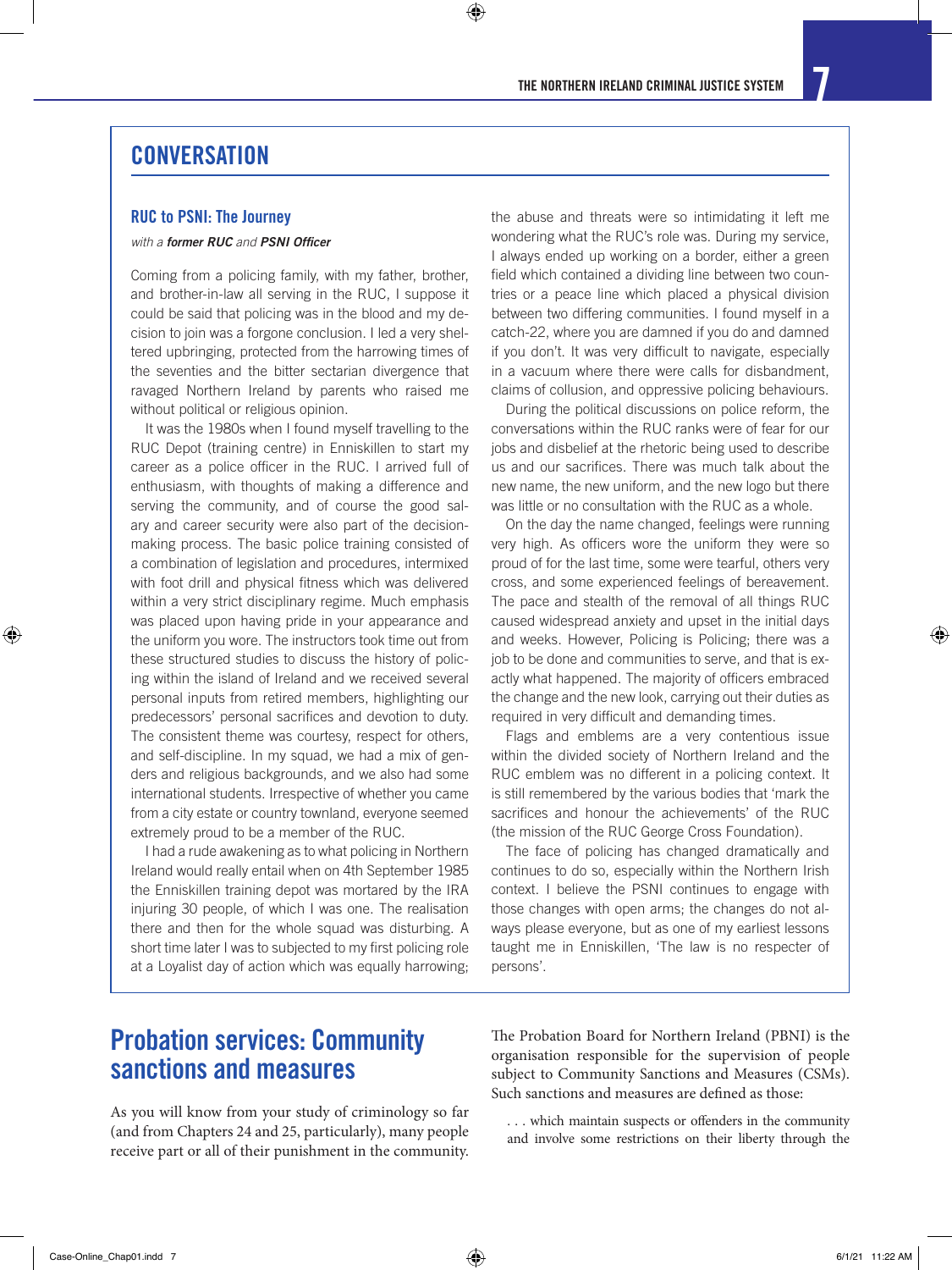## CONVERSATION

### RUC to PSNI: The Journey

*with a **former RUC** and **PSNI Officer***

Coming from a policing family, with my father, brother, and brother-in-law all serving in the RUC, I suppose it could be said that policing was in the blood and my decision to join was a forgone conclusion. I led a very sheltered upbringing, protected from the harrowing times of the seventies and the bitter sectarian divergence that ravaged Northern Ireland by parents who raised me without political or religious opinion.

It was the 1980s when I found myself travelling to the RUC Depot (training centre) in Enniskillen to start my career as a police officer in the RUC. I arrived full of enthusiasm, with thoughts of making a difference and serving the community, and of course the good salary and career security were also part of the decision-making process. The basic police training consisted of a combination of legislation and procedures, intermixed with foot drill and physical fitness which was delivered within a very strict disciplinary regime. Much emphasis was placed upon having pride in your appearance and the uniform you wore. The instructors took time out from these structured studies to discuss the history of policing within the island of Ireland and we received several personal inputs from retired members, highlighting our predecessors' personal sacrifices and devotion to duty. The consistent theme was courtesy, respect for others, and self-discipline. In my squad, we had a mix of genders and religious backgrounds, and we also had some international students. Irrespective of whether you came from a city estate or country townland, everyone seemed extremely proud to be a member of the RUC.

I had a rude awakening as to what policing in Northern Ireland would really entail when on 4th September 1985 the Enniskillen training depot was mortared by the IRA injuring 30 people, of which I was one. The realisation there and then for the whole squad was disturbing. A short time later I was to subjected to my first policing role at a Loyalist day of action which was equally harrowing; the abuse and threats were so intimidating it left me wondering what the RUC's role was. During my service, I always ended up working on a border, either a green field which contained a dividing line between two countries or a peace line which placed a physical division between two differing communities. I found myself in a catch-22, where you are damned if you do and damned if you don't. It was very difficult to navigate, especially in a vacuum where there were calls for disbandment, claims of collusion, and oppressive policing behaviours.

During the political discussions on police reform, the conversations within the RUC ranks were of fear for our jobs and disbelief at the rhetoric being used to describe us and our sacrifices. There was much talk about the new name, the new uniform, and the new logo but there was little or no consultation with the RUC as a whole.

On the day the name changed, feelings were running very high. As officers wore the uniform they were so proud of for the last time, some were tearful, others very cross, and some experienced feelings of bereavement. The pace and stealth of the removal of all things RUC caused widespread anxiety and upset in the initial days and weeks. However, Policing is Policing; there was a job to be done and communities to serve, and that is exactly what happened. The majority of officers embraced the change and the new look, carrying out their duties as required in very difficult and demanding times.

Flags and emblems are a very contentious issue within the divided society of Northern Ireland and the RUC emblem was no different in a policing context. It is still remembered by the various bodies that 'mark the sacrifices and honour the achievements' of the RUC (the mission of the RUC George Cross Foundation).

The face of policing has changed dramatically and continues to do so, especially within the Northern Irish context. I believe the PSNI continues to engage with those changes with open arms; the changes do not always please everyone, but as one of my earliest lessons taught me in Enniskillen, 'The law is no respecter of persons'.

## Probation services: Community sanctions and measures

As you will know from your study of criminology so far (and from Chapters 24 and 25, particularly), many people receive part or all of their punishment in the community.

The Probation Board for Northern Ireland (PBNI) is the organisation responsible for the supervision of people subject to Community Sanctions and Measures (CSMs). Such sanctions and measures are defined as those:

> . . . which maintain suspects or offenders in the community and involve some restrictions on their liberty through the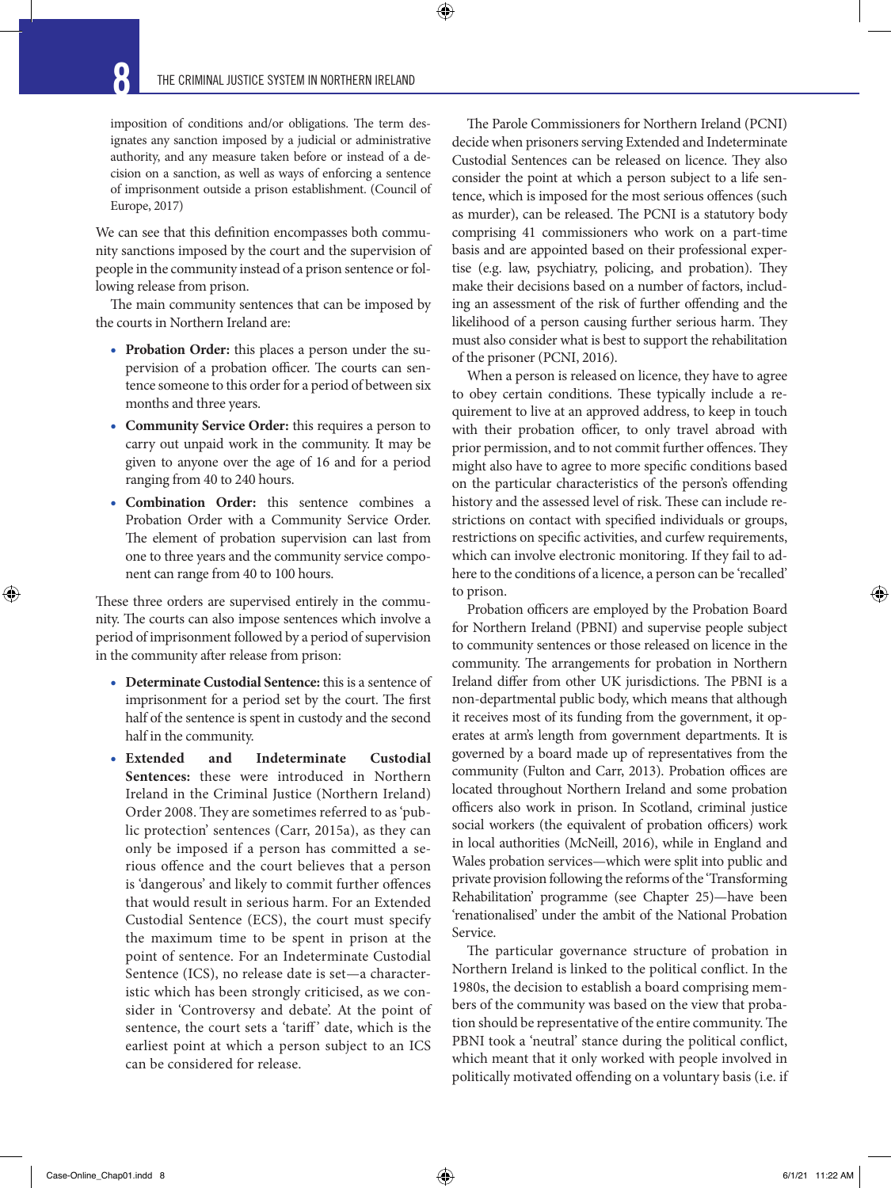imposition of conditions and/or obligations. The term designates any sanction imposed by a judicial or administrative authority, and any measure taken before or instead of a decision on a sanction, as well as ways of enforcing a sentence of imprisonment outside a prison establishment. (Council of Europe, 2017)

We can see that this definition encompasses both community sanctions imposed by the court and the supervision of people in the community instead of a prison sentence or following release from prison.

The main community sentences that can be imposed by the courts in Northern Ireland are:

- **Probation Order:** this places a person under the supervision of a probation officer. The courts can sentence someone to this order for a period of between six months and three years.
- **Community Service Order:** this requires a person to carry out unpaid work in the community. It may be given to anyone over the age of 16 and for a period ranging from 40 to 240 hours.
- **Combination Order:** this sentence combines a Probation Order with a Community Service Order. The element of probation supervision can last from one to three years and the community service component can range from 40 to 100 hours.

These three orders are supervised entirely in the community. The courts can also impose sentences which involve a period of imprisonment followed by a period of supervision in the community after release from prison:

- **Determinate Custodial Sentence:** this is a sentence of imprisonment for a period set by the court. The first half of the sentence is spent in custody and the second half in the community.
- **Extended and Indeterminate Custodial Sentences:** these were introduced in Northern Ireland in the Criminal Justice (Northern Ireland) Order 2008. They are sometimes referred to as 'public protection' sentences (Carr, 2015a), as they can only be imposed if a person has committed a serious offence and the court believes that a person is 'dangerous' and likely to commit further offences that would result in serious harm. For an Extended Custodial Sentence (ECS), the court must specify the maximum time to be spent in prison at the point of sentence. For an Indeterminate Custodial Sentence (ICS), no release date is set—a characteristic which has been strongly criticised, as we consider in 'Controversy and debate'. At the point of sentence, the court sets a 'tariff' date, which is the earliest point at which a person subject to an ICS can be considered for release.

The Parole Commissioners for Northern Ireland (PCNI) decide when prisoners serving Extended and Indeterminate Custodial Sentences can be released on licence. They also consider the point at which a person subject to a life sentence, which is imposed for the most serious offences (such as murder), can be released. The PCNI is a statutory body comprising 41 commissioners who work on a part-time basis and are appointed based on their professional expertise (e.g. law, psychiatry, policing, and probation). They make their decisions based on a number of factors, including an assessment of the risk of further offending and the likelihood of a person causing further serious harm. They must also consider what is best to support the rehabilitation of the prisoner (PCNI, 2016).

When a person is released on licence, they have to agree to obey certain conditions. These typically include a requirement to live at an approved address, to keep in touch with their probation officer, to only travel abroad with prior permission, and to not commit further offences. They might also have to agree to more specific conditions based on the particular characteristics of the person's offending history and the assessed level of risk. These can include restrictions on contact with specified individuals or groups, restrictions on specific activities, and curfew requirements, which can involve electronic monitoring. If they fail to adhere to the conditions of a licence, a person can be 'recalled' to prison.

Probation officers are employed by the Probation Board for Northern Ireland (PBNI) and supervise people subject to community sentences or those released on licence in the community. The arrangements for probation in Northern Ireland differ from other UK jurisdictions. The PBNI is a non-departmental public body, which means that although it receives most of its funding from the government, it operates at arm's length from government departments. It is governed by a board made up of representatives from the community (Fulton and Carr, 2013). Probation offices are located throughout Northern Ireland and some probation officers also work in prison. In Scotland, criminal justice social workers (the equivalent of probation officers) work in local authorities (McNeill, 2016), while in England and Wales probation services—which were split into public and private provision following the reforms of the 'Transforming Rehabilitation' programme (see Chapter 25)—have been 'renationalised' under the ambit of the National Probation Service.

The particular governance structure of probation in Northern Ireland is linked to the political conflict. In the 1980s, the decision to establish a board comprising members of the community was based on the view that probation should be representative of the entire community. The PBNI took a 'neutral' stance during the political conflict, which meant that it only worked with people involved in politically motivated offending on a voluntary basis (i.e. if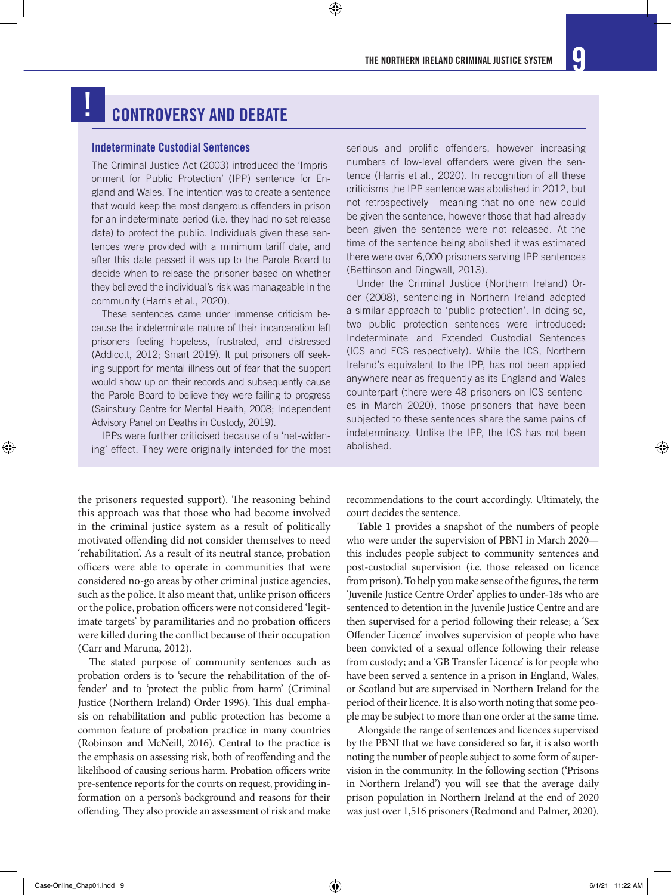## CONTROVERSY AND DEBATE

### Indeterminate Custodial Sentences

The Criminal Justice Act (2003) introduced the 'Imprisonment for Public Protection' (IPP) sentence for England and Wales. The intention was to create a sentence that would keep the most dangerous offenders in prison for an indeterminate period (i.e. they had no set release date) to protect the public. Individuals given these sentences were provided with a minimum tariff date, and after this date passed it was up to the Parole Board to decide when to release the prisoner based on whether they believed the individual's risk was manageable in the community (Harris et al., 2020).

These sentences came under immense criticism because the indeterminate nature of their incarceration left prisoners feeling hopeless, frustrated, and distressed (Addicott, 2012; Smart 2019). It put prisoners off seeking support for mental illness out of fear that the support would show up on their records and subsequently cause the Parole Board to believe they were failing to progress (Sainsbury Centre for Mental Health, 2008; Independent Advisory Panel on Deaths in Custody, 2019).

IPPs were further criticised because of a 'net-widening' effect. They were originally intended for the most serious and prolific offenders, however increasing numbers of low-level offenders were given the sentence (Harris et al., 2020). In recognition of all these criticisms the IPP sentence was abolished in 2012, but not retrospectively—meaning that no one new could be given the sentence, however those that had already been given the sentence were not released. At the time of the sentence being abolished it was estimated there were over 6,000 prisoners serving IPP sentences (Bettinson and Dingwall, 2013).

Under the Criminal Justice (Northern Ireland) Order (2008), sentencing in Northern Ireland adopted a similar approach to 'public protection'. In doing so, two public protection sentences were introduced: Indeterminate and Extended Custodial Sentences (ICS and ECS respectively). While the ICS, Northern Ireland's equivalent to the IPP, has not been applied anywhere near as frequently as its England and Wales counterpart (there were 48 prisoners on ICS sentences in March 2020), those prisoners that have been subjected to these sentences share the same pains of indeterminacy. Unlike the IPP, the ICS has not been abolished.

---

the prisoners requested support). The reasoning behind this approach was that those who had become involved in the criminal justice system as a result of politically motivated offending did not consider themselves to need 'rehabilitation'. As a result of its neutral stance, probation officers were able to operate in communities that were considered no-go areas by other criminal justice agencies, such as the police. It also meant that, unlike prison officers or the police, probation officers were not considered 'legitimate targets' by paramilitaries and no probation officers were killed during the conflict because of their occupation (Carr and Maruna, 2012).

The stated purpose of community sentences such as probation orders is to 'secure the rehabilitation of the offender' and to 'protect the public from harm' (Criminal Justice (Northern Ireland) Order 1996). This dual emphasis on rehabilitation and public protection has become a common feature of probation practice in many countries (Robinson and McNeill, 2016). Central to the practice is the emphasis on assessing risk, both of reoffending and the likelihood of causing serious harm. Probation officers write pre-sentence reports for the courts on request, providing information on a person's background and reasons for their offending. They also provide an assessment of risk and make recommendations to the court accordingly. Ultimately, the court decides the sentence.

**Table 1** provides a snapshot of the numbers of people who were under the supervision of PBNI in March 2020—this includes people subject to community sentences and post-custodial supervision (i.e. those released on licence from prison). To help you make sense of the figures, the term 'Juvenile Justice Centre Order' applies to under-18s who are sentenced to detention in the Juvenile Justice Centre and are then supervised for a period following their release; a 'Sex Offender Licence' involves supervision of people who have been convicted of a sexual offence following their release from custody; and a 'GB Transfer Licence' is for people who have been served a sentence in a prison in England, Wales, or Scotland but are supervised in Northern Ireland for the period of their licence. It is also worth noting that some people may be subject to more than one order at the same time.

Alongside the range of sentences and licences supervised by the PBNI that we have considered so far, it is also worth noting the number of people subject to some form of supervision in the community. In the following section ('Prisons in Northern Ireland') you will see that the average daily prison population in Northern Ireland at the end of 2020 was just over 1,516 prisoners (Redmond and Palmer, 2020).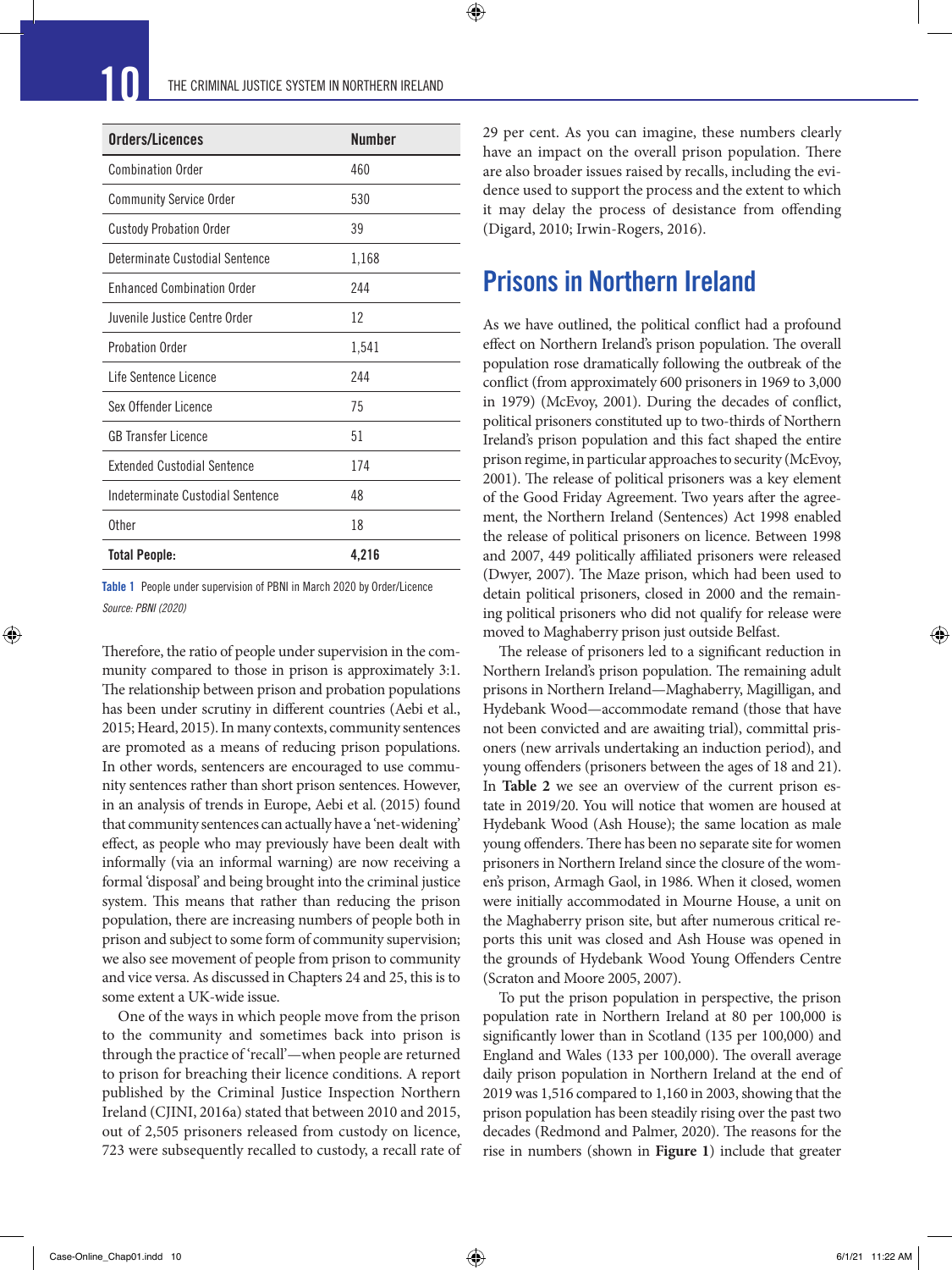| Orders/Licences | Number |
| --- | --- |
| Combination Order | 460 |
| Community Service Order | 530 |
| Custody Probation Order | 39 |
| Determinate Custodial Sentence | 1,168 |
| Enhanced Combination Order | 244 |
| Juvenile Justice Centre Order | 12 |
| Probation Order | 1,541 |
| Life Sentence Licence | 244 |
| Sex Offender Licence | 75 |
| GB Transfer Licence | 51 |
| Extended Custodial Sentence | 174 |
| Indeterminate Custodial Sentence | 48 |
| Other | 18 |
| **Total People:** | **4,216** |

**Table 1** People under supervision of PBNI in March 2020 by Order/Licence
*Source: PBNI (2020)*

Therefore, the ratio of people under supervision in the community compared to those in prison is approximately 3:1. The relationship between prison and probation populations has been under scrutiny in different countries (Aebi et al., 2015; Heard, 2015). In many contexts, community sentences are promoted as a means of reducing prison populations. In other words, sentencers are encouraged to use community sentences rather than short prison sentences. However, in an analysis of trends in Europe, Aebi et al. (2015) found that community sentences can actually have a 'net-widening' effect, as people who may previously have been dealt with informally (via an informal warning) are now receiving a formal 'disposal' and being brought into the criminal justice system. This means that rather than reducing the prison population, there are increasing numbers of people both in prison and subject to some form of community supervision; we also see movement of people from prison to community and vice versa. As discussed in Chapters 24 and 25, this is to some extent a UK-wide issue.

One of the ways in which people move from the prison to the community and sometimes back into prison is through the practice of 'recall'—when people are returned to prison for breaching their licence conditions. A report published by the Criminal Justice Inspection Northern Ireland (CJINI, 2016a) stated that between 2010 and 2015, out of 2,505 prisoners released from custody on licence, 723 were subsequently recalled to custody, a recall rate of 29 per cent. As you can imagine, these numbers clearly have an impact on the overall prison population. There are also broader issues raised by recalls, including the evidence used to support the process and the extent to which it may delay the process of desistance from offending (Digard, 2010; Irwin-Rogers, 2016).

## Prisons in Northern Ireland

As we have outlined, the political conflict had a profound effect on Northern Ireland's prison population. The overall population rose dramatically following the outbreak of the conflict (from approximately 600 prisoners in 1969 to 3,000 in 1979) (McEvoy, 2001). During the decades of conflict, political prisoners constituted up to two-thirds of Northern Ireland's prison population and this fact shaped the entire prison regime, in particular approaches to security (McEvoy, 2001). The release of political prisoners was a key element of the Good Friday Agreement. Two years after the agreement, the Northern Ireland (Sentences) Act 1998 enabled the release of political prisoners on licence. Between 1998 and 2007, 449 politically affiliated prisoners were released (Dwyer, 2007). The Maze prison, which had been used to detain political prisoners, closed in 2000 and the remaining political prisoners who did not qualify for release were moved to Maghaberry prison just outside Belfast.

The release of prisoners led to a significant reduction in Northern Ireland's prison population. The remaining adult prisons in Northern Ireland—Maghaberry, Magilligan, and Hydebank Wood—accommodate remand (those that have not been convicted and are awaiting trial), committal prisoners (new arrivals undertaking an induction period), and young offenders (prisoners between the ages of 18 and 21). In **Table 2** we see an overview of the current prison estate in 2019/20. You will notice that women are housed at Hydebank Wood (Ash House); the same location as male young offenders. There has been no separate site for women prisoners in Northern Ireland since the closure of the women's prison, Armagh Gaol, in 1986. When it closed, women were initially accommodated in Mourne House, a unit on the Maghaberry prison site, but after numerous critical reports this unit was closed and Ash House was opened in the grounds of Hydebank Wood Young Offenders Centre (Scraton and Moore 2005, 2007).

To put the prison population in perspective, the prison population rate in Northern Ireland at 80 per 100,000 is significantly lower than in Scotland (135 per 100,000) and England and Wales (133 per 100,000). The overall average daily prison population in Northern Ireland at the end of 2019 was 1,516 compared to 1,160 in 2003, showing that the prison population has been steadily rising over the past two decades (Redmond and Palmer, 2020). The reasons for the rise in numbers (shown in **Figure 1**) include that greater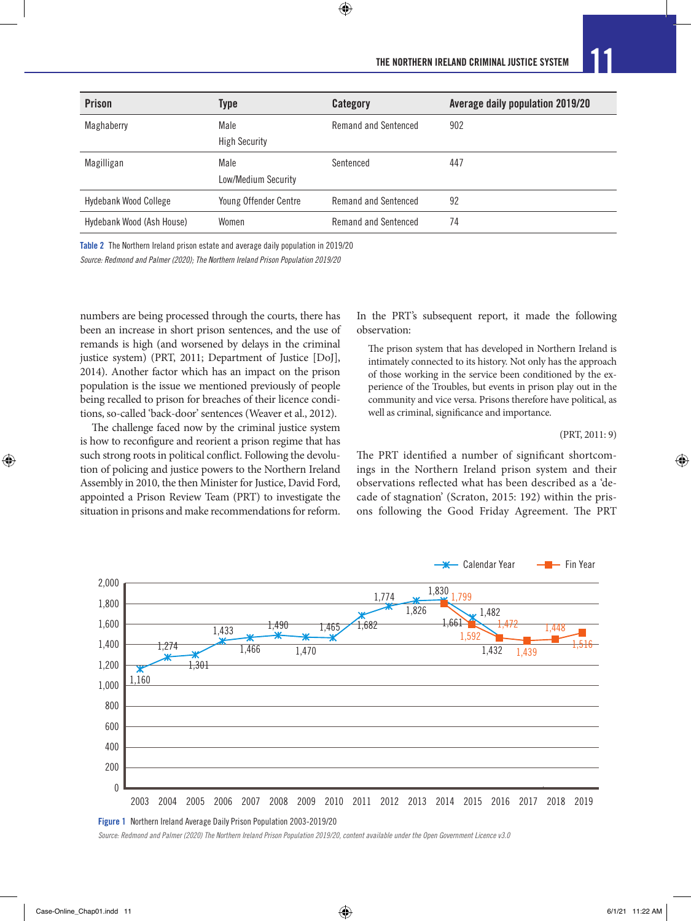| Prison | Type | Category | Average daily population 2019/20 |
|---|---|---|---|
| Maghaberry | Male High Security | Remand and Sentenced | 902 |
| Magilligan | Male Low/Medium Security | Sentenced | 447 |
| Hydebank Wood College | Young Offender Centre | Remand and Sentenced | 92 |
| Hydebank Wood (Ash House) | Women | Remand and Sentenced | 74 |

**Table 2** The Northern Ireland prison estate and average daily population in 2019/20

*Source: Redmond and Palmer (2020); The Northern Ireland Prison Population 2019/20*

numbers are being processed through the courts, there has been an increase in short prison sentences, and the use of remands is high (and worsened by delays in the criminal justice system) (PRT, 2011; Department of Justice [DoJ], 2014). Another factor which has an impact on the prison population is the issue we mentioned previously of people being recalled to prison for breaches of their licence conditions, so-called 'back-door' sentences (Weaver et al., 2012).

The challenge faced now by the criminal justice system is how to reconfigure and reorient a prison regime that has such strong roots in political conflict. Following the devolution of policing and justice powers to the Northern Ireland Assembly in 2010, the then Minister for Justice, David Ford, appointed a Prison Review Team (PRT) to investigate the situation in prisons and make recommendations for reform.

In the PRT's subsequent report, it made the following observation:

> The prison system that has developed in Northern Ireland is intimately connected to its history. Not only has the approach of those working in the service been conditioned by the experience of the Troubles, but events in prison play out in the community and vice versa. Prisons therefore have political, as well as criminal, significance and importance.
>
> (PRT, 2011: 9)

The PRT identified a number of significant shortcomings in the Northern Ireland prison system and their observations reflected what has been described as a 'decade of stagnation' (Scraton, 2015: 192) within the prisons following the Good Friday Agreement. The PRT

| Year | Calendar Year | Fin Year |
|---|---|---|
| 2003 | 1,160 | |
| 2004 | 1,274 | |
| 2005 | 1,301 | |
| 2006 | 1,433 | |
| 2007 | 1,466 | |
| 2008 | 1,490 | |
| 2009 | 1,470 | |
| 2010 | 1,465 | |
| 2011 | 1,682 | |
| 2012 | 1,774 | |
| 2013 | 1,826 | |
| 2014 | 1,830 | 1,799 |
| 2015 | 1,661 | 1,592 |
| 2016 | 1,482 | 1,472 |
| 2017 | 1,432 | 1,439 |
| 2018 | | 1,448 |
| 2019 | | 1,516 |

**Figure 1** Northern Ireland Average Daily Prison Population 2003-2019/20

*Source: Redmond and Palmer (2020) The Northern Ireland Prison Population 2019/20, content available under the Open Government Licence v3.0*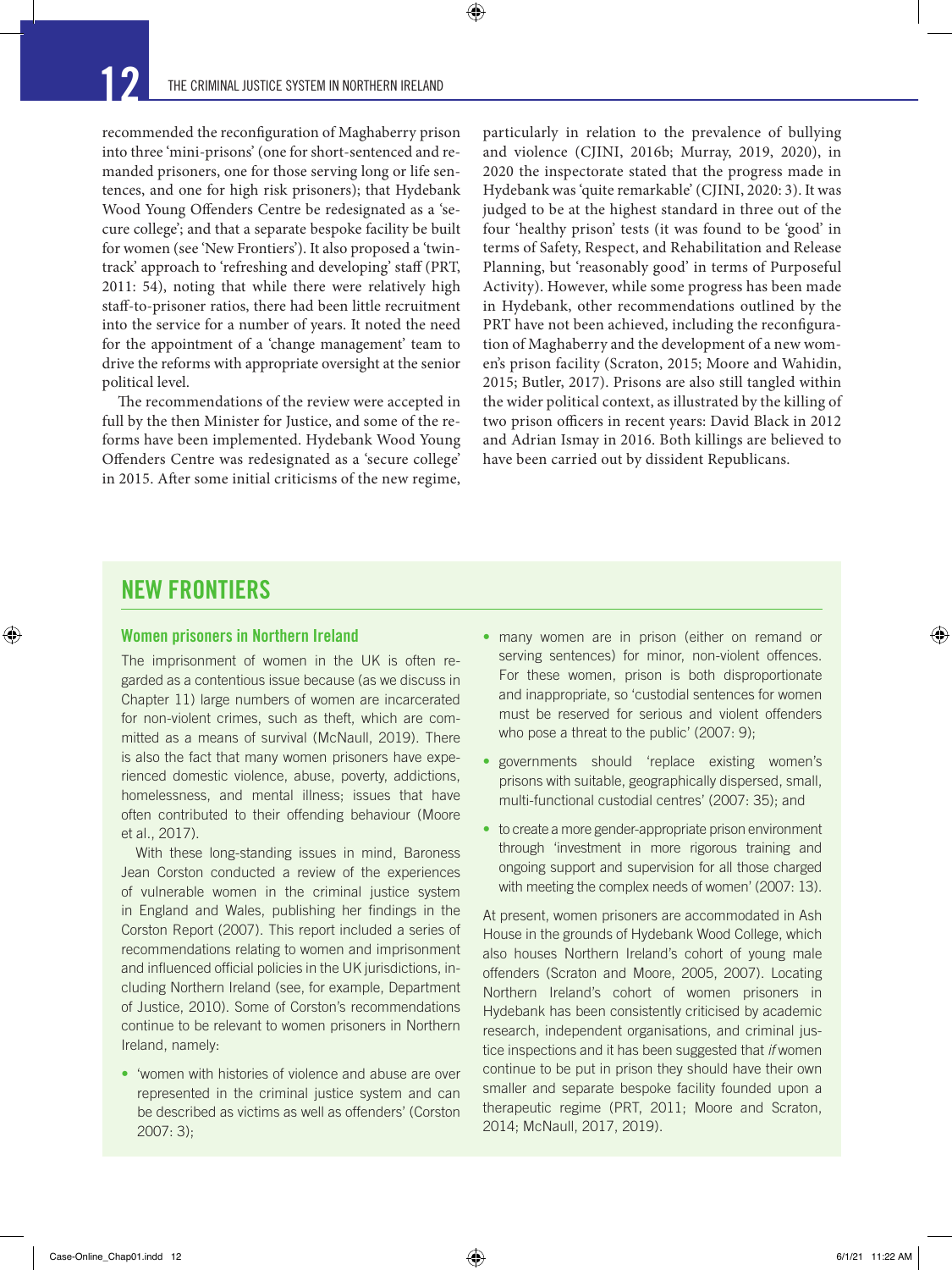recommended the reconfiguration of Maghaberry prison into three 'mini-prisons' (one for short-sentenced and remanded prisoners, one for those serving long or life sentences, and one for high risk prisoners); that Hydebank Wood Young Offenders Centre be redesignated as a 'secure college'; and that a separate bespoke facility be built for women (see 'New Frontiers'). It also proposed a 'twin-track' approach to 'refreshing and developing' staff (PRT, 2011: 54), noting that while there were relatively high staff-to-prisoner ratios, there had been little recruitment into the service for a number of years. It noted the need for the appointment of a 'change management' team to drive the reforms with appropriate oversight at the senior political level.

The recommendations of the review were accepted in full by the then Minister for Justice, and some of the reforms have been implemented. Hydebank Wood Young Offenders Centre was redesignated as a 'secure college' in 2015. After some initial criticisms of the new regime, particularly in relation to the prevalence of bullying and violence (CJINI, 2016b; Murray, 2019, 2020), in 2020 the inspectorate stated that the progress made in Hydebank was 'quite remarkable' (CJINI, 2020: 3). It was judged to be at the highest standard in three out of the four 'healthy prison' tests (it was found to be 'good' in terms of Safety, Respect, and Rehabilitation and Release Planning, but 'reasonably good' in terms of Purposeful Activity). However, while some progress has been made in Hydebank, other recommendations outlined by the PRT have not been achieved, including the reconfiguration of Maghaberry and the development of a new women's prison facility (Scraton, 2015; Moore and Wahidin, 2015; Butler, 2017). Prisons are also still tangled within the wider political context, as illustrated by the killing of two prison officers in recent years: David Black in 2012 and Adrian Ismay in 2016. Both killings are believed to have been carried out by dissident Republicans.

## NEW FRONTIERS

### Women prisoners in Northern Ireland

The imprisonment of women in the UK is often regarded as a contentious issue because (as we discuss in Chapter 11) large numbers of women are incarcerated for non-violent crimes, such as theft, which are committed as a means of survival (McNaull, 2019). There is also the fact that many women prisoners have experienced domestic violence, abuse, poverty, addictions, homelessness, and mental illness; issues that have often contributed to their offending behaviour (Moore et al., 2017).

With these long-standing issues in mind, Baroness Jean Corston conducted a review of the experiences of vulnerable women in the criminal justice system in England and Wales, publishing her findings in the Corston Report (2007). This report included a series of recommendations relating to women and imprisonment and influenced official policies in the UK jurisdictions, including Northern Ireland (see, for example, Department of Justice, 2010). Some of Corston's recommendations continue to be relevant to women prisoners in Northern Ireland, namely:

- 'women with histories of violence and abuse are over represented in the criminal justice system and can be described as victims as well as offenders' (Corston 2007: 3);
- many women are in prison (either on remand or serving sentences) for minor, non-violent offences. For these women, prison is both disproportionate and inappropriate, so 'custodial sentences for women must be reserved for serious and violent offenders who pose a threat to the public' (2007: 9);
- governments should 'replace existing women's prisons with suitable, geographically dispersed, small, multi-functional custodial centres' (2007: 35); and
- to create a more gender-appropriate prison environment through 'investment in more rigorous training and ongoing support and supervision for all those charged with meeting the complex needs of women' (2007: 13).

At present, women prisoners are accommodated in Ash House in the grounds of Hydebank Wood College, which also houses Northern Ireland's cohort of young male offenders (Scraton and Moore, 2005, 2007). Locating Northern Ireland's cohort of women prisoners in Hydebank has been consistently criticised by academic research, independent organisations, and criminal justice inspections and it has been suggested that *if* women continue to be put in prison they should have their own smaller and separate bespoke facility founded upon a therapeutic regime (PRT, 2011; Moore and Scraton, 2014; McNaull, 2017, 2019).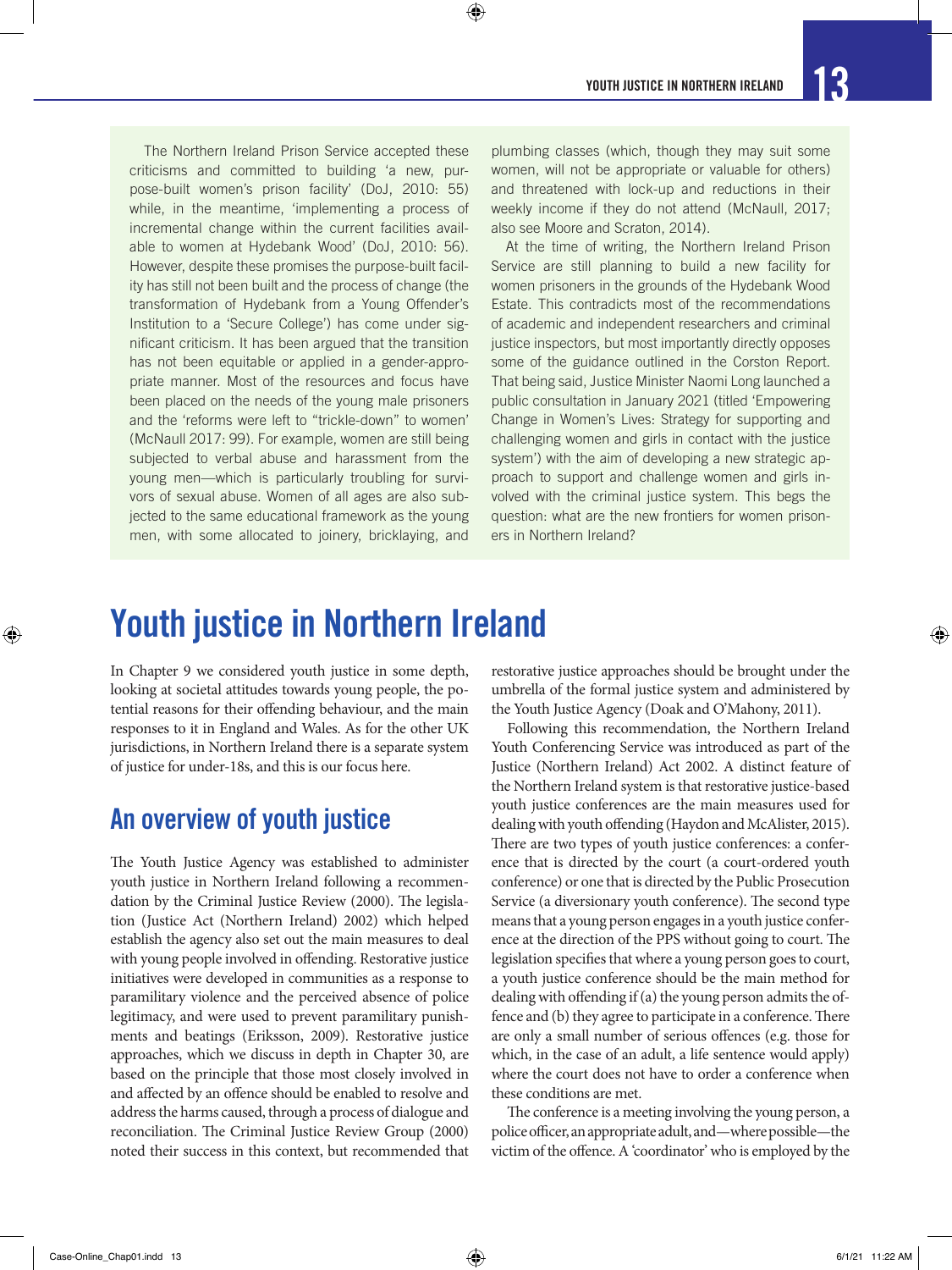The Northern Ireland Prison Service accepted these criticisms and committed to building 'a new, purpose-built women's prison facility' (DoJ, 2010: 55) while, in the meantime, 'implementing a process of incremental change within the current facilities available to women at Hydebank Wood' (DoJ, 2010: 56). However, despite these promises the purpose-built facility has still not been built and the process of change (the transformation of Hydebank from a Young Offender's Institution to a 'Secure College') has come under significant criticism. It has been argued that the transition has not been equitable or applied in a gender-appropriate manner. Most of the resources and focus have been placed on the needs of the young male prisoners and the 'reforms were left to "trickle-down" to women' (McNaull 2017: 99). For example, women are still being subjected to verbal abuse and harassment from the young men—which is particularly troubling for survivors of sexual abuse. Women of all ages are also subjected to the same educational framework as the young men, with some allocated to joinery, bricklaying, and plumbing classes (which, though they may suit some women, will not be appropriate or valuable for others) and threatened with lock-up and reductions in their weekly income if they do not attend (McNaull, 2017; also see Moore and Scraton, 2014).

At the time of writing, the Northern Ireland Prison Service are still planning to build a new facility for women prisoners in the grounds of the Hydebank Wood Estate. This contradicts most of the recommendations of academic and independent researchers and criminal justice inspectors, but most importantly directly opposes some of the guidance outlined in the Corston Report. That being said, Justice Minister Naomi Long launched a public consultation in January 2021 (titled 'Empowering Change in Women's Lives: Strategy for supporting and challenging women and girls in contact with the justice system') with the aim of developing a new strategic approach to support and challenge women and girls involved with the criminal justice system. This begs the question: what are the new frontiers for women prisoners in Northern Ireland?

# Youth justice in Northern Ireland

In Chapter 9 we considered youth justice in some depth, looking at societal attitudes towards young people, the potential reasons for their offending behaviour, and the main responses to it in England and Wales. As for the other UK jurisdictions, in Northern Ireland there is a separate system of justice for under-18s, and this is our focus here.

## An overview of youth justice

The Youth Justice Agency was established to administer youth justice in Northern Ireland following a recommendation by the Criminal Justice Review (2000). The legislation (Justice Act (Northern Ireland) 2002) which helped establish the agency also set out the main measures to deal with young people involved in offending. Restorative justice initiatives were developed in communities as a response to paramilitary violence and the perceived absence of police legitimacy, and were used to prevent paramilitary punishments and beatings (Eriksson, 2009). Restorative justice approaches, which we discuss in depth in Chapter 30, are based on the principle that those most closely involved in and affected by an offence should be enabled to resolve and address the harms caused, through a process of dialogue and reconciliation. The Criminal Justice Review Group (2000) noted their success in this context, but recommended that restorative justice approaches should be brought under the umbrella of the formal justice system and administered by the Youth Justice Agency (Doak and O'Mahony, 2011).

Following this recommendation, the Northern Ireland Youth Conferencing Service was introduced as part of the Justice (Northern Ireland) Act 2002. A distinct feature of the Northern Ireland system is that restorative justice-based youth justice conferences are the main measures used for dealing with youth offending (Haydon and McAlister, 2015). There are two types of youth justice conferences: a conference that is directed by the court (a court-ordered youth conference) or one that is directed by the Public Prosecution Service (a diversionary youth conference). The second type means that a young person engages in a youth justice conference at the direction of the PPS without going to court. The legislation specifies that where a young person goes to court, a youth justice conference should be the main method for dealing with offending if (a) the young person admits the offence and (b) they agree to participate in a conference. There are only a small number of serious offences (e.g. those for which, in the case of an adult, a life sentence would apply) where the court does not have to order a conference when these conditions are met.

The conference is a meeting involving the young person, a police officer, an appropriate adult, and—where possible—the victim of the offence. A 'coordinator' who is employed by the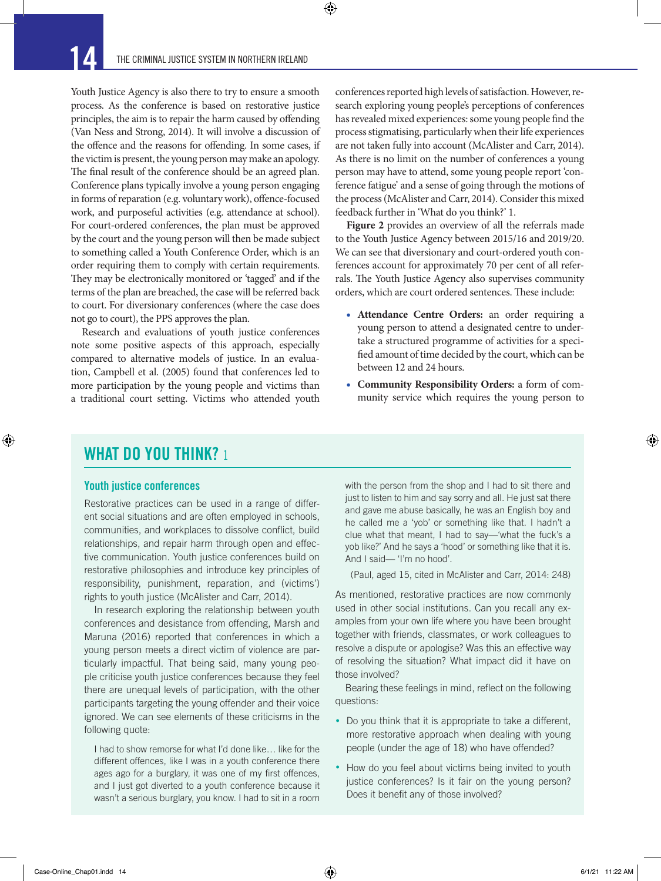Youth Justice Agency is also there to try to ensure a smooth process. As the conference is based on restorative justice principles, the aim is to repair the harm caused by offending (Van Ness and Strong, 2014). It will involve a discussion of the offence and the reasons for offending. In some cases, if the victim is present, the young person may make an apology. The final result of the conference should be an agreed plan. Conference plans typically involve a young person engaging in forms of reparation (e.g. voluntary work), offence-focused work, and purposeful activities (e.g. attendance at school). For court-ordered conferences, the plan must be approved by the court and the young person will then be made subject to something called a Youth Conference Order, which is an order requiring them to comply with certain requirements. They may be electronically monitored or 'tagged' and if the terms of the plan are breached, the case will be referred back to court. For diversionary conferences (where the case does not go to court), the PPS approves the plan.

Research and evaluations of youth justice conferences note some positive aspects of this approach, especially compared to alternative models of justice. In an evaluation, Campbell et al. (2005) found that conferences led to more participation by the young people and victims than a traditional court setting. Victims who attended youth conferences reported high levels of satisfaction. However, research exploring young people's perceptions of conferences has revealed mixed experiences: some young people find the process stigmatising, particularly when their life experiences are not taken fully into account (McAlister and Carr, 2014). As there is no limit on the number of conferences a young person may have to attend, some young people report 'conference fatigue' and a sense of going through the motions of the process (McAlister and Carr, 2014). Consider this mixed feedback further in 'What do you think?' 1.

**Figure 2** provides an overview of all the referrals made to the Youth Justice Agency between 2015/16 and 2019/20. We can see that diversionary and court-ordered youth conferences account for approximately 70 per cent of all referrals. The Youth Justice Agency also supervises community orders, which are court ordered sentences. These include:

- **Attendance Centre Orders:** an order requiring a young person to attend a designated centre to undertake a structured programme of activities for a specified amount of time decided by the court, which can be between 12 and 24 hours.
- **Community Responsibility Orders:** a form of community service which requires the young person to

## WHAT DO YOU THINK? 1

### Youth justice conferences

Restorative practices can be used in a range of different social situations and are often employed in schools, communities, and workplaces to dissolve conflict, build relationships, and repair harm through open and effective communication. Youth justice conferences build on restorative philosophies and introduce key principles of responsibility, punishment, reparation, and (victims') rights to youth justice (McAlister and Carr, 2014).

In research exploring the relationship between youth conferences and desistance from offending, Marsh and Maruna (2016) reported that conferences in which a young person meets a direct victim of violence are particularly impactful. That being said, many young people criticise youth justice conferences because they feel there are unequal levels of participation, with the other participants targeting the young offender and their voice ignored. We can see elements of these criticisms in the following quote:

> I had to show remorse for what I'd done like… like for the different offences, like I was in a youth conference there ages ago for a burglary, it was one of my first offences, and I just got diverted to a youth conference because it wasn't a serious burglary, you know. I had to sit in a room with the person from the shop and I had to sit there and just to listen to him and say sorry and all. He just sat there and gave me abuse basically, he was an English boy and he called me a 'yob' or something like that. I hadn't a clue what that meant, I had to say—'what the fuck's a yob like?' And he says a 'hood' or something like that it is. And I said— 'I'm no hood'.
>
> (Paul, aged 15, cited in McAlister and Carr, 2014: 248)

As mentioned, restorative practices are now commonly used in other social institutions. Can you recall any examples from your own life where you have been brought together with friends, classmates, or work colleagues to resolve a dispute or apologise? Was this an effective way of resolving the situation? What impact did it have on those involved?

Bearing these feelings in mind, reflect on the following questions:

- Do you think that it is appropriate to take a different, more restorative approach when dealing with young people (under the age of 18) who have offended?
- How do you feel about victims being invited to youth justice conferences? Is it fair on the young person? Does it benefit any of those involved?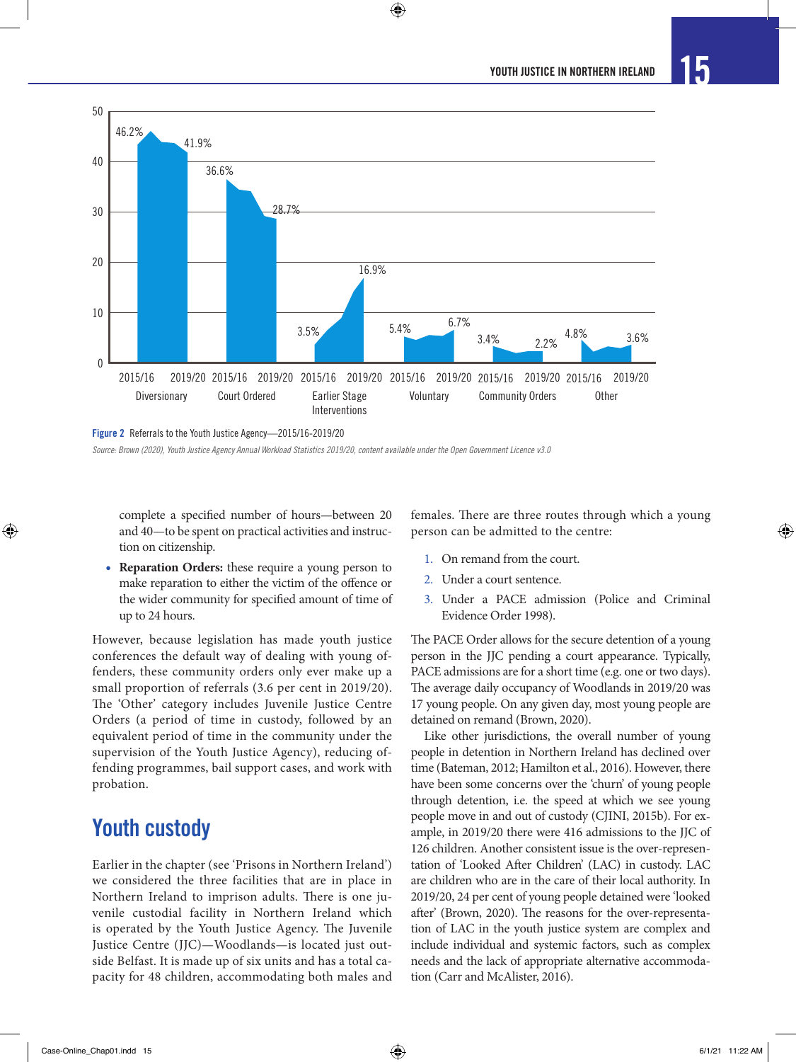Figure 2 Referrals to the Youth Justice Agency—2015/16-2019/20

*Source: Brown (2020), Youth Justice Agency Annual Workload Statistics 2019/20, content available under the Open Government Licence v3.0*

complete a specified number of hours—between 20 and 40—to be spent on practical activities and instruction on citizenship.

- **Reparation Orders:** these require a young person to make reparation to either the victim of the offence or the wider community for specified amount of time of up to 24 hours.

However, because legislation has made youth justice conferences the default way of dealing with young offenders, these community orders only ever make up a small proportion of referrals (3.6 per cent in 2019/20). The 'Other' category includes Juvenile Justice Centre Orders (a period of time in custody, followed by an equivalent period of time in the community under the supervision of the Youth Justice Agency), reducing offending programmes, bail support cases, and work with probation.

## Youth custody

Earlier in the chapter (see 'Prisons in Northern Ireland') we considered the three facilities that are in place in Northern Ireland to imprison adults. There is one juvenile custodial facility in Northern Ireland which is operated by the Youth Justice Agency. The Juvenile Justice Centre (JJC)—Woodlands—is located just outside Belfast. It is made up of six units and has a total capacity for 48 children, accommodating both males and females. There are three routes through which a young person can be admitted to the centre:

1. On remand from the court.
2. Under a court sentence.
3. Under a PACE admission (Police and Criminal Evidence Order 1998).

The PACE Order allows for the secure detention of a young person in the JJC pending a court appearance. Typically, PACE admissions are for a short time (e.g. one or two days). The average daily occupancy of Woodlands in 2019/20 was 17 young people. On any given day, most young people are detained on remand (Brown, 2020).

Like other jurisdictions, the overall number of young people in detention in Northern Ireland has declined over time (Bateman, 2012; Hamilton et al., 2016). However, there have been some concerns over the 'churn' of young people through detention, i.e. the speed at which we see young people move in and out of custody (CJINI, 2015b). For example, in 2019/20 there were 416 admissions to the JJC of 126 children. Another consistent issue is the over-representation of 'Looked After Children' (LAC) in custody. LAC are children who are in the care of their local authority. In 2019/20, 24 per cent of young people detained were 'looked after' (Brown, 2020). The reasons for the over-representation of LAC in the youth justice system are complex and include individual and systemic factors, such as complex needs and the lack of appropriate alternative accommodation (Carr and McAlister, 2016).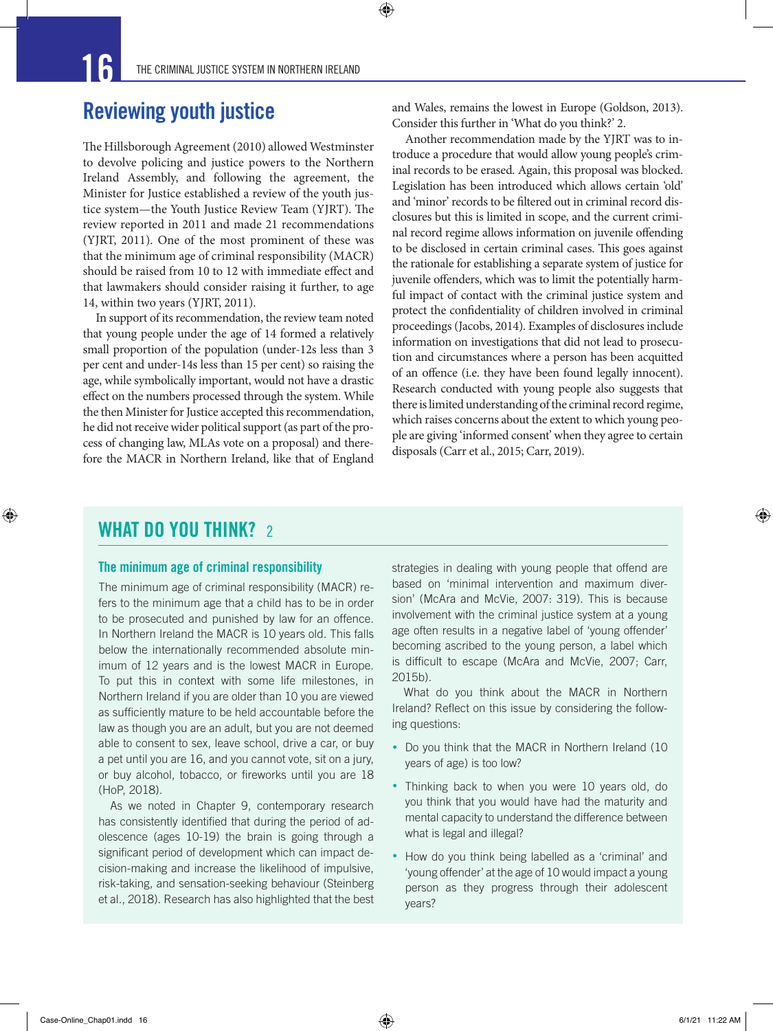## Reviewing youth justice

The Hillsborough Agreement (2010) allowed Westminster to devolve policing and justice powers to the Northern Ireland Assembly, and following the agreement, the Minister for Justice established a review of the youth justice system—the Youth Justice Review Team (YJRT). The review reported in 2011 and made 21 recommendations (YJRT, 2011). One of the most prominent of these was that the minimum age of criminal responsibility (MACR) should be raised from 10 to 12 with immediate effect and that lawmakers should consider raising it further, to age 14, within two years (YJRT, 2011).

In support of its recommendation, the review team noted that young people under the age of 14 formed a relatively small proportion of the population (under-12s less than 3 per cent and under-14s less than 15 per cent) so raising the age, while symbolically important, would not have a drastic effect on the numbers processed through the system. While the then Minister for Justice accepted this recommendation, he did not receive wider political support (as part of the process of changing law, MLAs vote on a proposal) and therefore the MACR in Northern Ireland, like that of England and Wales, remains the lowest in Europe (Goldson, 2013). Consider this further in 'What do you think?' 2.

Another recommendation made by the YJRT was to introduce a procedure that would allow young people's criminal records to be erased. Again, this proposal was blocked. Legislation has been introduced which allows certain 'old' and 'minor' records to be filtered out in criminal record disclosures but this is limited in scope, and the current criminal record regime allows information on juvenile offending to be disclosed in certain criminal cases. This goes against the rationale for establishing a separate system of justice for juvenile offenders, which was to limit the potentially harmful impact of contact with the criminal justice system and protect the confidentiality of children involved in criminal proceedings (Jacobs, 2014). Examples of disclosures include information on investigations that did not lead to prosecution and circumstances where a person has been acquitted of an offence (i.e. they have been found legally innocent). Research conducted with young people also suggests that there is limited understanding of the criminal record regime, which raises concerns about the extent to which young people are giving 'informed consent' when they agree to certain disposals (Carr et al., 2015; Carr, 2019).

## WHAT DO YOU THINK? 2

### The minimum age of criminal responsibility

The minimum age of criminal responsibility (MACR) refers to the minimum age that a child has to be in order to be prosecuted and punished by law for an offence. In Northern Ireland the MACR is 10 years old. This falls below the internationally recommended absolute minimum of 12 years and is the lowest MACR in Europe. To put this in context with some life milestones, in Northern Ireland if you are older than 10 you are viewed as sufficiently mature to be held accountable before the law as though you are an adult, but you are not deemed able to consent to sex, leave school, drive a car, or buy a pet until you are 16, and you cannot vote, sit on a jury, or buy alcohol, tobacco, or fireworks until you are 18 (HoP, 2018).

As we noted in Chapter 9, contemporary research has consistently identified that during the period of adolescence (ages 10-19) the brain is going through a significant period of development which can impact decision-making and increase the likelihood of impulsive, risk-taking, and sensation-seeking behaviour (Steinberg et al., 2018). Research has also highlighted that the best strategies in dealing with young people that offend are based on 'minimal intervention and maximum diversion' (McAra and McVie, 2007: 319). This is because involvement with the criminal justice system at a young age often results in a negative label of 'young offender' becoming ascribed to the young person, a label which is difficult to escape (McAra and McVie, 2007; Carr, 2015b).

What do you think about the MACR in Northern Ireland? Reflect on this issue by considering the following questions:

- Do you think that the MACR in Northern Ireland (10 years of age) is too low?
- Thinking back to when you were 10 years old, do you think that you would have had the maturity and mental capacity to understand the difference between what is legal and illegal?
- How do you think being labelled as a 'criminal' and 'young offender' at the age of 10 would impact a young person as they progress through their adolescent years?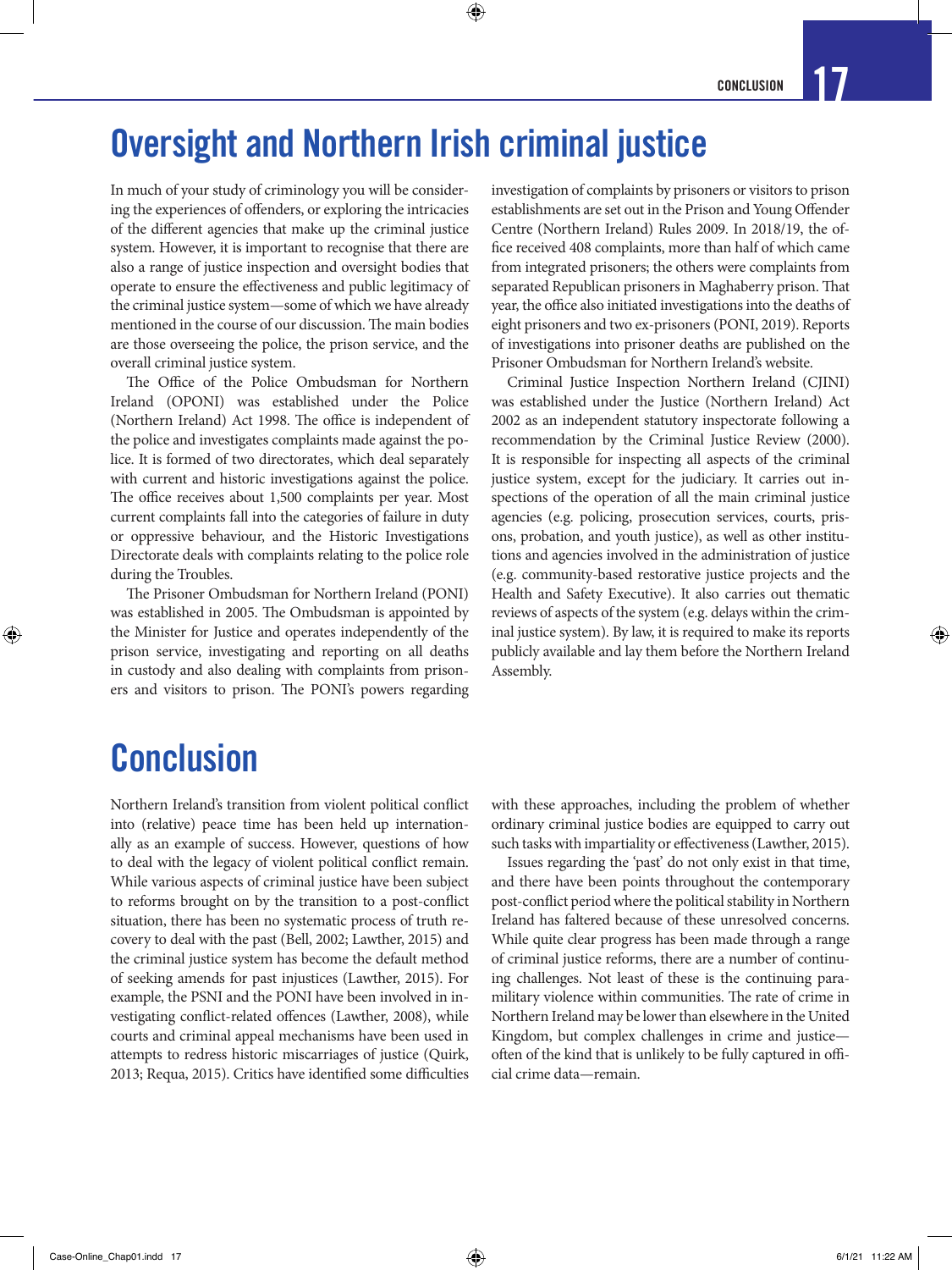## Oversight and Northern Irish criminal justice

In much of your study of criminology you will be considering the experiences of offenders, or exploring the intricacies of the different agencies that make up the criminal justice system. However, it is important to recognise that there are also a range of justice inspection and oversight bodies that operate to ensure the effectiveness and public legitimacy of the criminal justice system—some of which we have already mentioned in the course of our discussion. The main bodies are those overseeing the police, the prison service, and the overall criminal justice system.

The Office of the Police Ombudsman for Northern Ireland (OPONI) was established under the Police (Northern Ireland) Act 1998. The office is independent of the police and investigates complaints made against the police. It is formed of two directorates, which deal separately with current and historic investigations against the police. The office receives about 1,500 complaints per year. Most current complaints fall into the categories of failure in duty or oppressive behaviour, and the Historic Investigations Directorate deals with complaints relating to the police role during the Troubles.

The Prisoner Ombudsman for Northern Ireland (PONI) was established in 2005. The Ombudsman is appointed by the Minister for Justice and operates independently of the prison service, investigating and reporting on all deaths in custody and also dealing with complaints from prisoners and visitors to prison. The PONI's powers regarding investigation of complaints by prisoners or visitors to prison establishments are set out in the Prison and Young Offender Centre (Northern Ireland) Rules 2009. In 2018/19, the office received 408 complaints, more than half of which came from integrated prisoners; the others were complaints from separated Republican prisoners in Maghaberry prison. That year, the office also initiated investigations into the deaths of eight prisoners and two ex-prisoners (PONI, 2019). Reports of investigations into prisoner deaths are published on the Prisoner Ombudsman for Northern Ireland's website.

Criminal Justice Inspection Northern Ireland (CJINI) was established under the Justice (Northern Ireland) Act 2002 as an independent statutory inspectorate following a recommendation by the Criminal Justice Review (2000). It is responsible for inspecting all aspects of the criminal justice system, except for the judiciary. It carries out inspections of the operation of all the main criminal justice agencies (e.g. policing, prosecution services, courts, prisons, probation, and youth justice), as well as other institutions and agencies involved in the administration of justice (e.g. community-based restorative justice projects and the Health and Safety Executive). It also carries out thematic reviews of aspects of the system (e.g. delays within the criminal justice system). By law, it is required to make its reports publicly available and lay them before the Northern Ireland Assembly.

# Conclusion

Northern Ireland's transition from violent political conflict into (relative) peace time has been held up internationally as an example of success. However, questions of how to deal with the legacy of violent political conflict remain. While various aspects of criminal justice have been subject to reforms brought on by the transition to a post-conflict situation, there has been no systematic process of truth recovery to deal with the past (Bell, 2002; Lawther, 2015) and the criminal justice system has become the default method of seeking amends for past injustices (Lawther, 2015). For example, the PSNI and the PONI have been involved in investigating conflict-related offences (Lawther, 2008), while courts and criminal appeal mechanisms have been used in attempts to redress historic miscarriages of justice (Quirk, 2013; Requa, 2015). Critics have identified some difficulties with these approaches, including the problem of whether ordinary criminal justice bodies are equipped to carry out such tasks with impartiality or effectiveness (Lawther, 2015).

Issues regarding the 'past' do not only exist in that time, and there have been points throughout the contemporary post-conflict period where the political stability in Northern Ireland has faltered because of these unresolved concerns. While quite clear progress has been made through a range of criminal justice reforms, there are a number of continuing challenges. Not least of these is the continuing paramilitary violence within communities. The rate of crime in Northern Ireland may be lower than elsewhere in the United Kingdom, but complex challenges in crime and justice—often of the kind that is unlikely to be fully captured in official crime data—remain.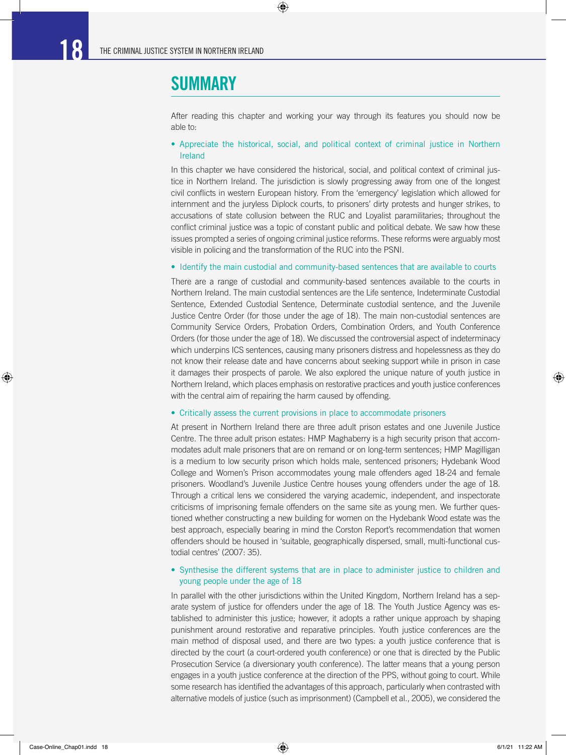## SUMMARY

After reading this chapter and working your way through its features you should now be able to:

- **Appreciate the historical, social, and political context of criminal justice in Northern Ireland**

In this chapter we have considered the historical, social, and political context of criminal justice in Northern Ireland. The jurisdiction is slowly progressing away from one of the longest civil conflicts in western European history. From the 'emergency' legislation which allowed for internment and the juryless Diplock courts, to prisoners' dirty protests and hunger strikes, to accusations of state collusion between the RUC and Loyalist paramilitaries; throughout the conflict criminal justice was a topic of constant public and political debate. We saw how these issues prompted a series of ongoing criminal justice reforms. These reforms were arguably most visible in policing and the transformation of the RUC into the PSNI.

- **Identify the main custodial and community-based sentences that are available to courts**

There are a range of custodial and community-based sentences available to the courts in Northern Ireland. The main custodial sentences are the Life sentence, Indeterminate Custodial Sentence, Extended Custodial Sentence, Determinate custodial sentence, and the Juvenile Justice Centre Order (for those under the age of 18). The main non-custodial sentences are Community Service Orders, Probation Orders, Combination Orders, and Youth Conference Orders (for those under the age of 18). We discussed the controversial aspect of indeterminacy which underpins ICS sentences, causing many prisoners distress and hopelessness as they do not know their release date and have concerns about seeking support while in prison in case it damages their prospects of parole. We also explored the unique nature of youth justice in Northern Ireland, which places emphasis on restorative practices and youth justice conferences with the central aim of repairing the harm caused by offending.

- **Critically assess the current provisions in place to accommodate prisoners**

At present in Northern Ireland there are three adult prison estates and one Juvenile Justice Centre. The three adult prison estates: HMP Maghaberry is a high security prison that accommodates adult male prisoners that are on remand or on long-term sentences; HMP Magilligan is a medium to low security prison which holds male, sentenced prisoners; Hydebank Wood College and Women's Prison accommodates young male offenders aged 18-24 and female prisoners. Woodland's Juvenile Justice Centre houses young offenders under the age of 18. Through a critical lens we considered the varying academic, independent, and inspectorate criticisms of imprisoning female offenders on the same site as young men. We further questioned whether constructing a new building for women on the Hydebank Wood estate was the best approach, especially bearing in mind the Corston Report's recommendation that women offenders should be housed in 'suitable, geographically dispersed, small, multi-functional custodial centres' (2007: 35).

- **Synthesise the different systems that are in place to administer justice to children and young people under the age of 18**

In parallel with the other jurisdictions within the United Kingdom, Northern Ireland has a separate system of justice for offenders under the age of 18. The Youth Justice Agency was established to administer this justice; however, it adopts a rather unique approach by shaping punishment around restorative and reparative principles. Youth justice conferences are the main method of disposal used, and there are two types: a youth justice conference that is directed by the court (a court-ordered youth conference) or one that is directed by the Public Prosecution Service (a diversionary youth conference). The latter means that a young person engages in a youth justice conference at the direction of the PPS, without going to court. While some research has identified the advantages of this approach, particularly when contrasted with alternative models of justice (such as imprisonment) (Campbell et al., 2005), we considered the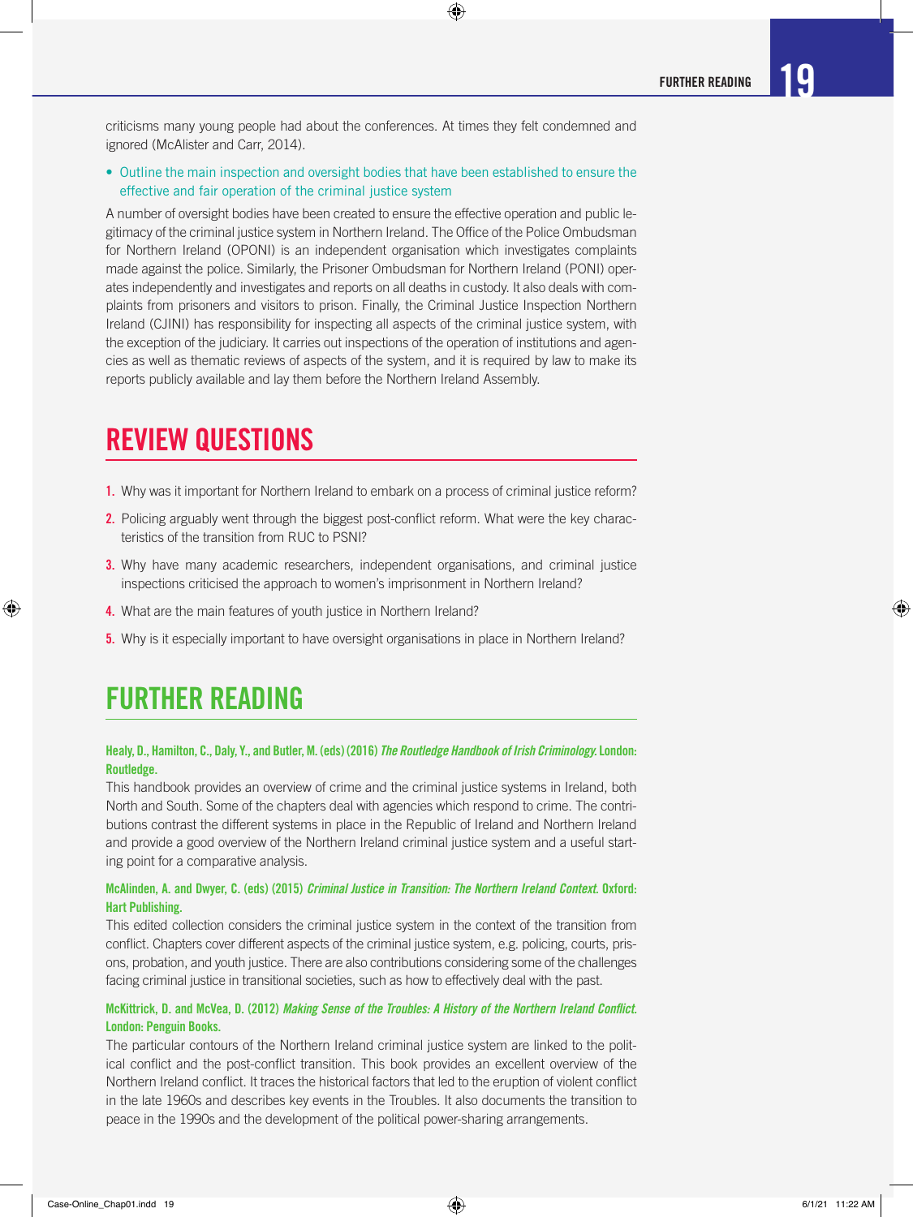criticisms many young people had about the conferences. At times they felt condemned and ignored (McAlister and Carr, 2014).

- Outline the main inspection and oversight bodies that have been established to ensure the effective and fair operation of the criminal justice system

A number of oversight bodies have been created to ensure the effective operation and public legitimacy of the criminal justice system in Northern Ireland. The Office of the Police Ombudsman for Northern Ireland (OPONI) is an independent organisation which investigates complaints made against the police. Similarly, the Prisoner Ombudsman for Northern Ireland (PONI) operates independently and investigates and reports on all deaths in custody. It also deals with complaints from prisoners and visitors to prison. Finally, the Criminal Justice Inspection Northern Ireland (CJINI) has responsibility for inspecting all aspects of the criminal justice system, with the exception of the judiciary. It carries out inspections of the operation of institutions and agencies as well as thematic reviews of aspects of the system, and it is required by law to make its reports publicly available and lay them before the Northern Ireland Assembly.

## REVIEW QUESTIONS

1. Why was it important for Northern Ireland to embark on a process of criminal justice reform?
2. Policing arguably went through the biggest post-conflict reform. What were the key characteristics of the transition from RUC to PSNI?
3. Why have many academic researchers, independent organisations, and criminal justice inspections criticised the approach to women's imprisonment in Northern Ireland?
4. What are the main features of youth justice in Northern Ireland?
5. Why is it especially important to have oversight organisations in place in Northern Ireland?

## FURTHER READING

**Healy, D., Hamilton, C., Daly, Y., and Butler, M. (eds) (2016) *The Routledge Handbook of Irish Criminology*. London: Routledge.**

This handbook provides an overview of crime and the criminal justice systems in Ireland, both North and South. Some of the chapters deal with agencies which respond to crime. The contributions contrast the different systems in place in the Republic of Ireland and Northern Ireland and provide a good overview of the Northern Ireland criminal justice system and a useful starting point for a comparative analysis.

**McAlinden, A. and Dwyer, C. (eds) (2015) *Criminal Justice in Transition: The Northern Ireland Context*. Oxford: Hart Publishing.**

This edited collection considers the criminal justice system in the context of the transition from conflict. Chapters cover different aspects of the criminal justice system, e.g. policing, courts, prisons, probation, and youth justice. There are also contributions considering some of the challenges facing criminal justice in transitional societies, such as how to effectively deal with the past.

**McKittrick, D. and McVea, D. (2012) *Making Sense of the Troubles: A History of the Northern Ireland Conflict*. London: Penguin Books.**

The particular contours of the Northern Ireland criminal justice system are linked to the political conflict and the post-conflict transition. This book provides an excellent overview of the Northern Ireland conflict. It traces the historical factors that led to the eruption of violent conflict in the late 1960s and describes key events in the Troubles. It also documents the transition to peace in the 1990s and the development of the political power-sharing arrangements.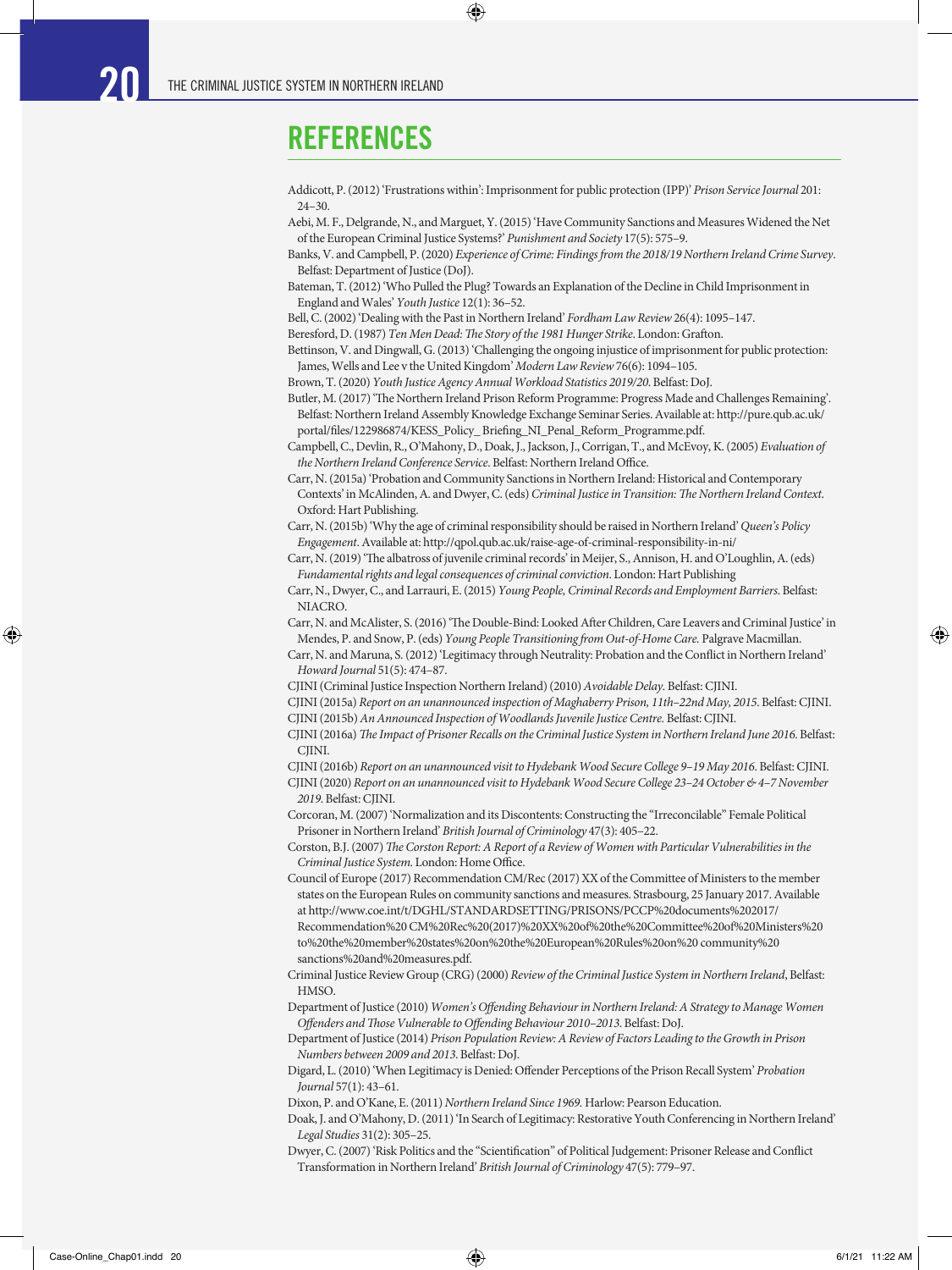# REFERENCES

Addicott, P. (2012) 'Frustrations within': Imprisonment for public protection (IPP)' *Prison Service Journal* 201: 24–30.

Aebi, M. F., Delgrande, N., and Marguet, Y. (2015) 'Have Community Sanctions and Measures Widened the Net of the European Criminal Justice Systems?' *Punishment and Society* 17(5): 575–9.

Banks, V. and Campbell, P. (2020) *Experience of Crime: Findings from the 2018/19 Northern Ireland Crime Survey*. Belfast: Department of Justice (DoJ).

Bateman, T. (2012) 'Who Pulled the Plug? Towards an Explanation of the Decline in Child Imprisonment in England and Wales' *Youth Justice* 12(1): 36–52.

Bell, C. (2002) 'Dealing with the Past in Northern Ireland' *Fordham Law Review* 26(4): 1095–147.

Beresford, D. (1987) *Ten Men Dead: The Story of the 1981 Hunger Strike*. London: Grafton.

Bettinson, V. and Dingwall, G. (2013) 'Challenging the ongoing injustice of imprisonment for public protection: James, Wells and Lee v the United Kingdom' *Modern Law Review* 76(6): 1094–105.

Brown, T. (2020) *Youth Justice Agency Annual Workload Statistics 2019/20*. Belfast: DoJ.

Butler, M. (2017) 'The Northern Ireland Prison Reform Programme: Progress Made and Challenges Remaining'. Belfast: Northern Ireland Assembly Knowledge Exchange Seminar Series. Available at: http://pure.qub.ac.uk/portal/files/122986874/KESS_Policy_ Briefing_NI_Penal_Reform_Programme.pdf.

Campbell, C., Devlin, R., O'Mahony, D., Doak, J., Jackson, J., Corrigan, T., and McEvoy, K. (2005) *Evaluation of the Northern Ireland Conference Service*. Belfast: Northern Ireland Office.

Carr, N. (2015a) 'Probation and Community Sanctions in Northern Ireland: Historical and Contemporary Contexts' in McAlinden, A. and Dwyer, C. (eds) *Criminal Justice in Transition: The Northern Ireland Context*. Oxford: Hart Publishing.

Carr, N. (2015b) 'Why the age of criminal responsibility should be raised in Northern Ireland' *Queen's Policy Engagement*. Available at: http://qpol.qub.ac.uk/raise-age-of-criminal-responsibility-in-ni/

Carr, N. (2019) 'The albatross of juvenile criminal records' in Meijer, S., Annison, H. and O'Loughlin, A. (eds) *Fundamental rights and legal consequences of criminal conviction*. London: Hart Publishing

Carr, N., Dwyer, C., and Larrauri, E. (2015) *Young People, Criminal Records and Employment Barriers*. Belfast: NIACRO.

Carr, N. and McAlister, S. (2016) 'The Double-Bind: Looked After Children, Care Leavers and Criminal Justice' in Mendes, P. and Snow, P. (eds) *Young People Transitioning from Out-of-Home Care*. Palgrave Macmillan.

Carr, N. and Maruna, S. (2012) 'Legitimacy through Neutrality: Probation and the Conflict in Northern Ireland' *Howard Journal* 51(5): 474–87.

CJINI (Criminal Justice Inspection Northern Ireland) (2010) *Avoidable Delay*. Belfast: CJINI.

CJINI (2015a) *Report on an unannounced inspection of Maghaberry Prison, 11th–22nd May, 2015*. Belfast: CJINI.

CJINI (2015b) *An Announced Inspection of Woodlands Juvenile Justice Centre*. Belfast: CJINI.

CJINI (2016a) *The Impact of Prisoner Recalls on the Criminal Justice System in Northern Ireland June 2016*. Belfast: CJINI.

CJINI (2016b) *Report on an unannounced visit to Hydebank Wood Secure College 9–19 May 2016*. Belfast: CJINI.

CJINI (2020) *Report on an unannounced visit to Hydebank Wood Secure College 23–24 October & 4–7 November 2019*. Belfast: CJINI.

Corcoran, M. (2007) 'Normalization and its Discontents: Constructing the "Irreconcilable" Female Political Prisoner in Northern Ireland' *British Journal of Criminology* 47(3): 405–22.

Corston, B.J. (2007) *The Corston Report: A Report of a Review of Women with Particular Vulnerabilities in the Criminal Justice System*. London: Home Office.

Council of Europe (2017) Recommendation CM/Rec (2017) XX of the Committee of Ministers to the member states on the European Rules on community sanctions and measures. Strasbourg, 25 January 2017. Available at http://www.coe.int/t/DGHL/STANDARDSETTING/PRISONS/PCCP%20documents%202017/Recommendation%20 CM%20Rec%20(2017)%20XX%20of%20the%20Committee%20of%20Ministers%20 to%20the%20member%20states%20on%20the%20European%20Rules%20on%20 community%20 sanctions%20and%20measures.pdf.

Criminal Justice Review Group (CRG) (2000) *Review of the Criminal Justice System in Northern Ireland*, Belfast: HMSO.

Department of Justice (2010) *Women's Offending Behaviour in Northern Ireland: A Strategy to Manage Women Offenders and Those Vulnerable to Offending Behaviour 2010–2013*. Belfast: DoJ.

Department of Justice (2014) *Prison Population Review: A Review of Factors Leading to the Growth in Prison Numbers between 2009 and 2013*. Belfast: DoJ.

Digard, L. (2010) 'When Legitimacy is Denied: Offender Perceptions of the Prison Recall System' *Probation Journal* 57(1): 43–61.

Dixon, P. and O'Kane, E. (2011) *Northern Ireland Since 1969*. Harlow: Pearson Education.

Doak, J. and O'Mahony, D. (2011) 'In Search of Legitimacy: Restorative Youth Conferencing in Northern Ireland' *Legal Studies* 31(2): 305–25.

Dwyer, C. (2007) 'Risk Politics and the "Scientification" of Political Judgement: Prisoner Release and Conflict Transformation in Northern Ireland' *British Journal of Criminology* 47(5): 779–97.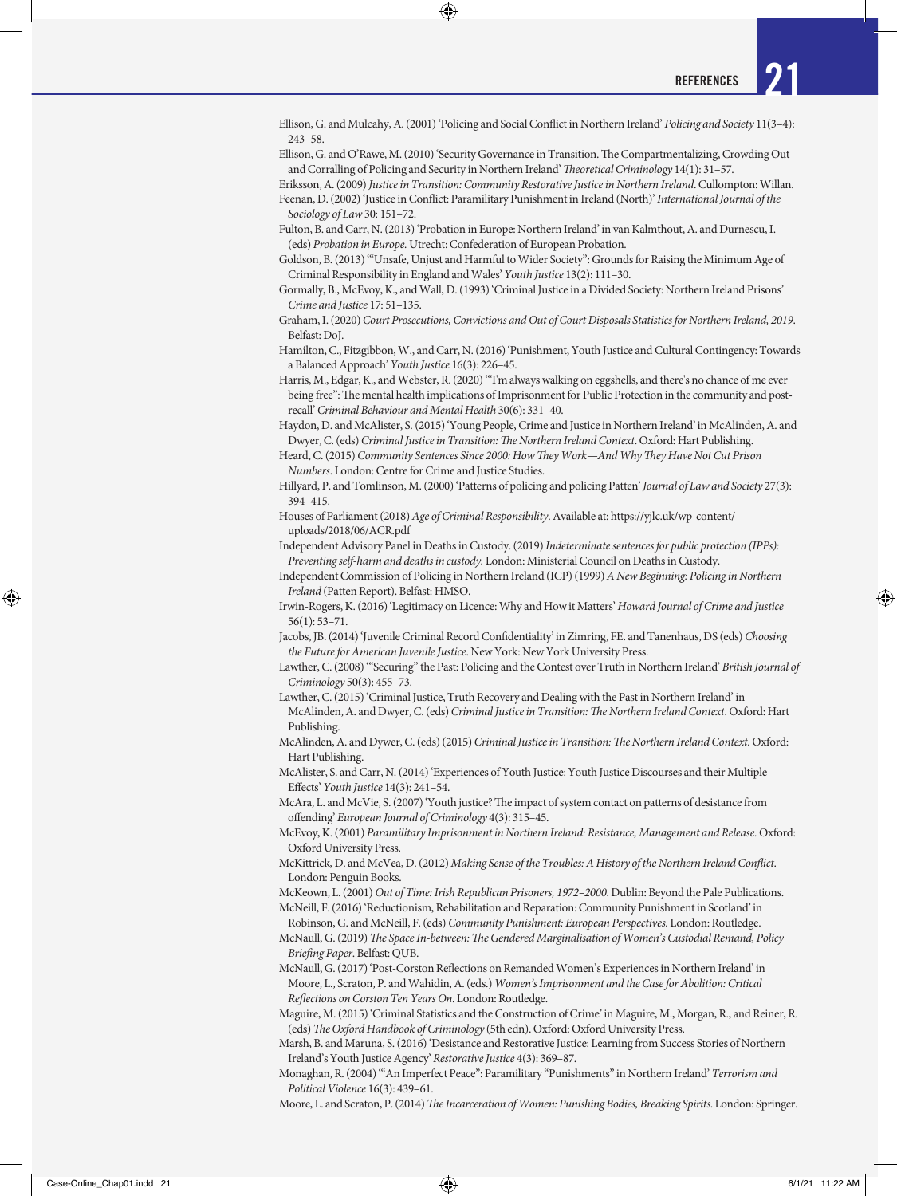Ellison, G. and Mulcahy, A. (2001) 'Policing and Social Conflict in Northern Ireland' *Policing and Society* 11(3–4): 243–58.

Ellison, G. and O'Rawe, M. (2010) 'Security Governance in Transition. The Compartmentalizing, Crowding Out and Corralling of Policing and Security in Northern Ireland' *Theoretical Criminology* 14(1): 31–57.

Eriksson, A. (2009) *Justice in Transition: Community Restorative Justice in Northern Ireland*. Cullompton: Willan.

Feenan, D. (2002) 'Justice in Conflict: Paramilitary Punishment in Ireland (North)' *International Journal of the Sociology of Law* 30: 151–72.

Fulton, B. and Carr, N. (2013) 'Probation in Europe: Northern Ireland' in van Kalmthout, A. and Durnescu, I. (eds) *Probation in Europe*. Utrecht: Confederation of European Probation.

Goldson, B. (2013) '"Unsafe, Unjust and Harmful to Wider Society": Grounds for Raising the Minimum Age of Criminal Responsibility in England and Wales' *Youth Justice* 13(2): 111–30.

Gormally, B., McEvoy, K., and Wall, D. (1993) 'Criminal Justice in a Divided Society: Northern Ireland Prisons' *Crime and Justice* 17: 51–135.

Graham, I. (2020) *Court Prosecutions, Convictions and Out of Court Disposals Statistics for Northern Ireland, 2019*. Belfast: DoJ.

Hamilton, C., Fitzgibbon, W., and Carr, N. (2016) 'Punishment, Youth Justice and Cultural Contingency: Towards a Balanced Approach' *Youth Justice* 16(3): 226–45.

Harris, M., Edgar, K., and Webster, R. (2020) '"I'm always walking on eggshells, and there's no chance of me ever being free": The mental health implications of Imprisonment for Public Protection in the community and post-recall' *Criminal Behaviour and Mental Health* 30(6): 331–40.

Haydon, D. and McAlister, S. (2015) 'Young People, Crime and Justice in Northern Ireland' in McAlinden, A. and Dwyer, C. (eds) *Criminal Justice in Transition: The Northern Ireland Context*. Oxford: Hart Publishing.

Heard, C. (2015) *Community Sentences Since 2000: How They Work—And Why They Have Not Cut Prison Numbers*. London: Centre for Crime and Justice Studies.

Hillyard, P. and Tomlinson, M. (2000) 'Patterns of policing and policing Patten' *Journal of Law and Society* 27(3): 394–415.

Houses of Parliament (2018) *Age of Criminal Responsibility*. Available at: https://yjlc.uk/wp-content/uploads/2018/06/ACR.pdf

Independent Advisory Panel in Deaths in Custody. (2019) *Indeterminate sentences for public protection (IPPs): Preventing self-harm and deaths in custody*. London: Ministerial Council on Deaths in Custody.

Independent Commission of Policing in Northern Ireland (ICP) (1999) *A New Beginning: Policing in Northern Ireland* (Patten Report). Belfast: HMSO.

Irwin-Rogers, K. (2016) 'Legitimacy on Licence: Why and How it Matters' *Howard Journal of Crime and Justice* 56(1): 53–71.

Jacobs, JB. (2014) 'Juvenile Criminal Record Confidentiality' in Zimring, FE. and Tanenhaus, DS (eds) *Choosing the Future for American Juvenile Justice*. New York: New York University Press.

Lawther, C. (2008) '"Securing" the Past: Policing and the Contest over Truth in Northern Ireland' *British Journal of Criminology* 50(3): 455–73.

Lawther, C. (2015) 'Criminal Justice, Truth Recovery and Dealing with the Past in Northern Ireland' in McAlinden, A. and Dwyer, C. (eds) *Criminal Justice in Transition: The Northern Ireland Context*. Oxford: Hart Publishing.

McAlinden, A. and Dywer, C. (eds) (2015) *Criminal Justice in Transition: The Northern Ireland Context*. Oxford: Hart Publishing.

McAlister, S. and Carr, N. (2014) 'Experiences of Youth Justice: Youth Justice Discourses and their Multiple Effects' *Youth Justice* 14(3): 241–54.

McAra, L. and McVie, S. (2007) 'Youth justice? The impact of system contact on patterns of desistance from offending' *European Journal of Criminology* 4(3): 315–45.

McEvoy, K. (2001) *Paramilitary Imprisonment in Northern Ireland: Resistance, Management and Release*. Oxford: Oxford University Press.

McKittrick, D. and McVea, D. (2012) *Making Sense of the Troubles: A History of the Northern Ireland Conflict*. London: Penguin Books.

McKeown, L. (2001) *Out of Time: Irish Republican Prisoners, 1972–2000*. Dublin: Beyond the Pale Publications.

McNeill, F. (2016) 'Reductionism, Rehabilitation and Reparation: Community Punishment in Scotland' in Robinson, G. and McNeill, F. (eds) *Community Punishment: European Perspectives*. London: Routledge.

McNaull, G. (2019) *The Space In-between: The Gendered Marginalisation of Women's Custodial Remand, Policy Briefing Paper*. Belfast: QUB.

McNaull, G. (2017) 'Post-Corston Reflections on Remanded Women's Experiences in Northern Ireland' in Moore, L., Scraton, P. and Wahidin, A. (eds.) *Women's Imprisonment and the Case for Abolition: Critical Reflections on Corston Ten Years On*. London: Routledge.

Maguire, M. (2015) 'Criminal Statistics and the Construction of Crime' in Maguire, M., Morgan, R., and Reiner, R. (eds) *The Oxford Handbook of Criminology* (5th edn). Oxford: Oxford University Press.

Marsh, B. and Maruna, S. (2016) 'Desistance and Restorative Justice: Learning from Success Stories of Northern Ireland's Youth Justice Agency' *Restorative Justice* 4(3): 369–87.

Monaghan, R. (2004) '"An Imperfect Peace": Paramilitary "Punishments" in Northern Ireland' *Terrorism and Political Violence* 16(3): 439–61.

Moore, L. and Scraton, P. (2014) *The Incarceration of Women: Punishing Bodies, Breaking Spirits*. London: Springer.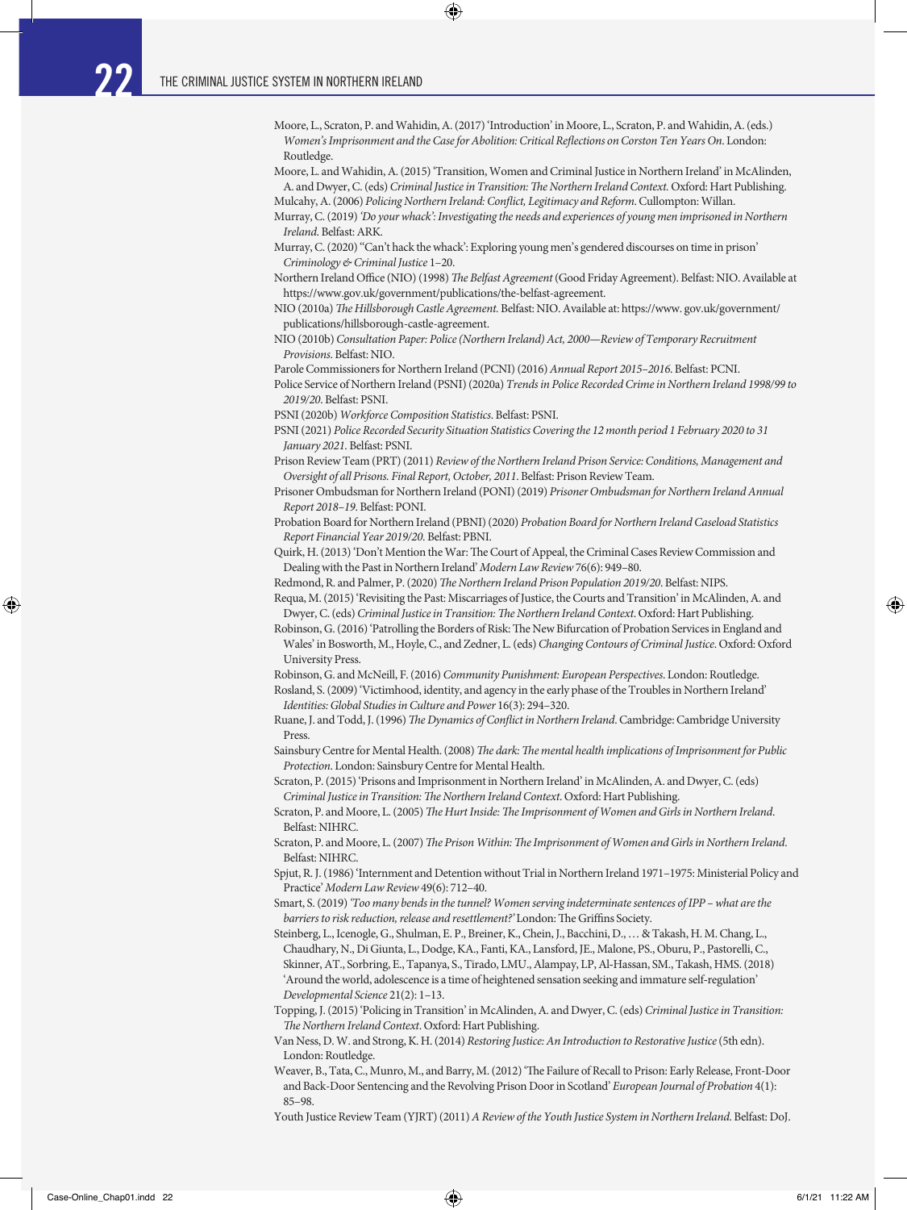Moore, L., Scraton, P. and Wahidin, A. (2017) 'Introduction' in Moore, L., Scraton, P. and Wahidin, A. (eds.) *Women's Imprisonment and the Case for Abolition: Critical Reflections on Corston Ten Years On*. London: Routledge.

Moore, L. and Wahidin, A. (2015) 'Transition, Women and Criminal Justice in Northern Ireland' in McAlinden, A. and Dwyer, C. (eds) *Criminal Justice in Transition: The Northern Ireland Context*. Oxford: Hart Publishing.

Mulcahy, A. (2006) *Policing Northern Ireland: Conflict, Legitimacy and Reform*. Cullompton: Willan.

Murray, C. (2019) *'Do your whack': Investigating the needs and experiences of young men imprisoned in Northern Ireland*. Belfast: ARK.

Murray, C. (2020) '"Can't hack the whack': Exploring young men's gendered discourses on time in prison' *Criminology & Criminal Justice* 1–20.

Northern Ireland Office (NIO) (1998) *The Belfast Agreement* (Good Friday Agreement). Belfast: NIO. Available at https://www.gov.uk/government/publications/the-belfast-agreement.

NIO (2010a) *The Hillsborough Castle Agreement*. Belfast: NIO. Available at: https://www. gov.uk/government/publications/hillsborough-castle-agreement.

NIO (2010b) *Consultation Paper: Police (Northern Ireland) Act, 2000—Review of Temporary Recruitment Provisions*. Belfast: NIO.

Parole Commissioners for Northern Ireland (PCNI) (2016) *Annual Report 2015–2016*. Belfast: PCNI.

Police Service of Northern Ireland (PSNI) (2020a) *Trends in Police Recorded Crime in Northern Ireland 1998/99 to 2019/20*. Belfast: PSNI.

PSNI (2020b) *Workforce Composition Statistics*. Belfast: PSNI.

PSNI (2021) *Police Recorded Security Situation Statistics Covering the 12 month period 1 February 2020 to 31 January 2021*. Belfast: PSNI.

Prison Review Team (PRT) (2011) *Review of the Northern Ireland Prison Service: Conditions, Management and Oversight of all Prisons. Final Report, October, 2011*. Belfast: Prison Review Team.

Prisoner Ombudsman for Northern Ireland (PONI) (2019) *Prisoner Ombudsman for Northern Ireland Annual Report 2018–19*. Belfast: PONI.

Probation Board for Northern Ireland (PBNI) (2020) *Probation Board for Northern Ireland Caseload Statistics Report Financial Year 2019/20*. Belfast: PBNI.

Quirk, H. (2013) 'Don't Mention the War: The Court of Appeal, the Criminal Cases Review Commission and Dealing with the Past in Northern Ireland' *Modern Law Review* 76(6): 949–80.

Redmond, R. and Palmer, P. (2020) *The Northern Ireland Prison Population 2019/20*. Belfast: NIPS.

Requa, M. (2015) 'Revisiting the Past: Miscarriages of Justice, the Courts and Transition' in McAlinden, A. and Dwyer, C. (eds) *Criminal Justice in Transition: The Northern Ireland Context*. Oxford: Hart Publishing.

Robinson, G. (2016) 'Patrolling the Borders of Risk: The New Bifurcation of Probation Services in England and Wales' in Bosworth, M., Hoyle, C., and Zedner, L. (eds) *Changing Contours of Criminal Justice*. Oxford: Oxford University Press.

Robinson, G. and McNeill, F. (2016) *Community Punishment: European Perspectives*. London: Routledge.

Rosland, S. (2009) 'Victimhood, identity, and agency in the early phase of the Troubles in Northern Ireland' *Identities: Global Studies in Culture and Power* 16(3): 294–320.

Ruane, J. and Todd, J. (1996) *The Dynamics of Conflict in Northern Ireland*. Cambridge: Cambridge University Press.

Sainsbury Centre for Mental Health. (2008) *The dark: The mental health implications of Imprisonment for Public Protection*. London: Sainsbury Centre for Mental Health.

Scraton, P. (2015) 'Prisons and Imprisonment in Northern Ireland' in McAlinden, A. and Dwyer, C. (eds) *Criminal Justice in Transition: The Northern Ireland Context*. Oxford: Hart Publishing.

Scraton, P. and Moore, L. (2005) *The Hurt Inside: The Imprisonment of Women and Girls in Northern Ireland*. Belfast: NIHRC.

Scraton, P. and Moore, L. (2007) *The Prison Within: The Imprisonment of Women and Girls in Northern Ireland*. Belfast: NIHRC.

Spjut, R. J. (1986) 'Internment and Detention without Trial in Northern Ireland 1971–1975: Ministerial Policy and Practice' *Modern Law Review* 49(6): 712–40.

Smart, S. (2019) *'Too many bends in the tunnel? Women serving indeterminate sentences of IPP – what are the barriers to risk reduction, release and resettlement?'* London: The Griffins Society.

Steinberg, L., Icenogle, G., Shulman, E. P., Breiner, K., Chein, J., Bacchini, D., … & Takash, H. M. Chang, L., Chaudhary, N., Di Giunta, L., Dodge, KA., Fanti, KA., Lansford, JE., Malone, PS., Oburu, P., Pastorelli, C., Skinner, AT., Sorbring, E., Tapanya, S., Tirado, LMU., Alampay, LP, Al-Hassan, SM., Takash, HMS. (2018) 'Around the world, adolescence is a time of heightened sensation seeking and immature self-regulation' *Developmental Science* 21(2): 1–13.

Topping, J. (2015) 'Policing in Transition' in McAlinden, A. and Dwyer, C. (eds) *Criminal Justice in Transition: The Northern Ireland Context*. Oxford: Hart Publishing.

Van Ness, D. W. and Strong, K. H. (2014) *Restoring Justice: An Introduction to Restorative Justice* (5th edn). London: Routledge.

Weaver, B., Tata, C., Munro, M., and Barry, M. (2012) 'The Failure of Recall to Prison: Early Release, Front-Door and Back-Door Sentencing and the Revolving Prison Door in Scotland' *European Journal of Probation* 4(1): 85–98.

Youth Justice Review Team (YJRT) (2011) *A Review of the Youth Justice System in Northern Ireland*. Belfast: DoJ.